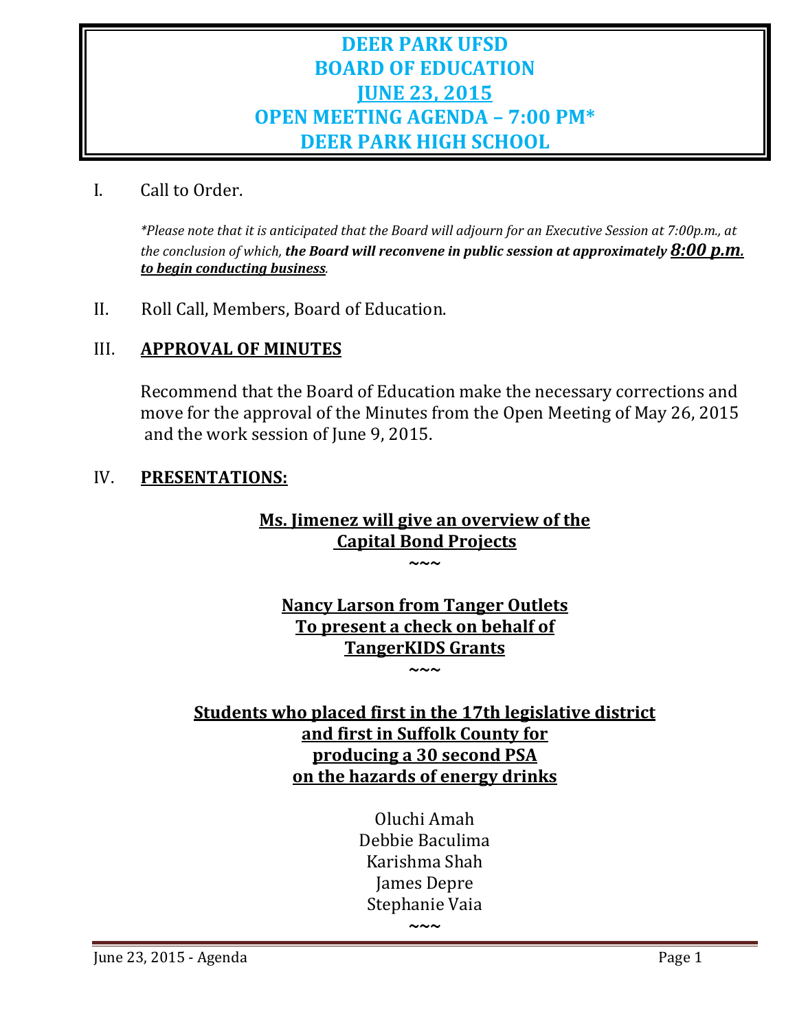# DEER PARK UFSD
# BOARD OF EDUCATION
# JUNE 23, 2015
# OPEN MEETING AGENDA – 7:00 PM*
# DEER PARK HIGH SCHOOL

I. Call to Order.

*\*Please note that it is anticipated that the Board will adjourn for an Executive Session at 7:00p.m., at the conclusion of which,* ***the Board will reconvene in public session at approximately 8:00 p.m. to begin conducting business****.*

II. Roll Call, Members, Board of Education.

III. **APPROVAL OF MINUTES**

Recommend that the Board of Education make the necessary corrections and move for the approval of the Minutes from the Open Meeting of May 26, 2015 and the work session of June 9, 2015.

IV. **PRESENTATIONS:**

**Ms. Jimenez will give an overview of the Capital Bond Projects**

~~~

**Nancy Larson from Tanger Outlets To present a check on behalf of TangerKIDS Grants**

~~~

**Students who placed first in the 17th legislative district and first in Suffolk County for producing a 30 second PSA on the hazards of energy drinks**

Oluchi Amah
Debbie Baculima
Karishma Shah
James Depre
Stephanie Vaia

~~~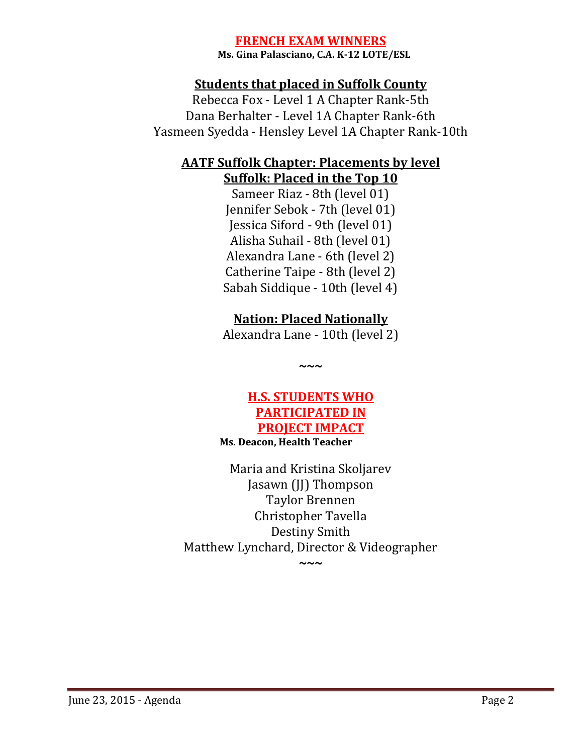## FRENCH EXAM WINNERS

**Ms. Gina Palasciano, C.A. K-12 LOTE/ESL**

### Students that placed in Suffolk County

Rebecca Fox - Level 1 A Chapter Rank-5th
Dana Berhalter - Level 1A Chapter Rank-6th
Yasmeen Syedda - Hensley Level 1A Chapter Rank-10th

### AATF Suffolk Chapter: Placements by level

### Suffolk: Placed in the Top 10

Sameer Riaz - 8th (level 01)
Jennifer Sebok - 7th (level 01)
Jessica Siford - 9th (level 01)
Alisha Suhail - 8th (level 01)
Alexandra Lane - 6th (level 2)
Catherine Taipe - 8th (level 2)
Sabah Siddique - 10th (level 4)

### Nation: Placed Nationally

Alexandra Lane - 10th (level 2)

~~~

## H.S. STUDENTS WHO PARTICIPATED IN PROJECT IMPACT

**Ms. Deacon, Health Teacher**

Maria and Kristina Skoljarev
Jasawn (JJ) Thompson
Taylor Brennen
Christopher Tavella
Destiny Smith
Matthew Lynchard, Director & Videographer

~~~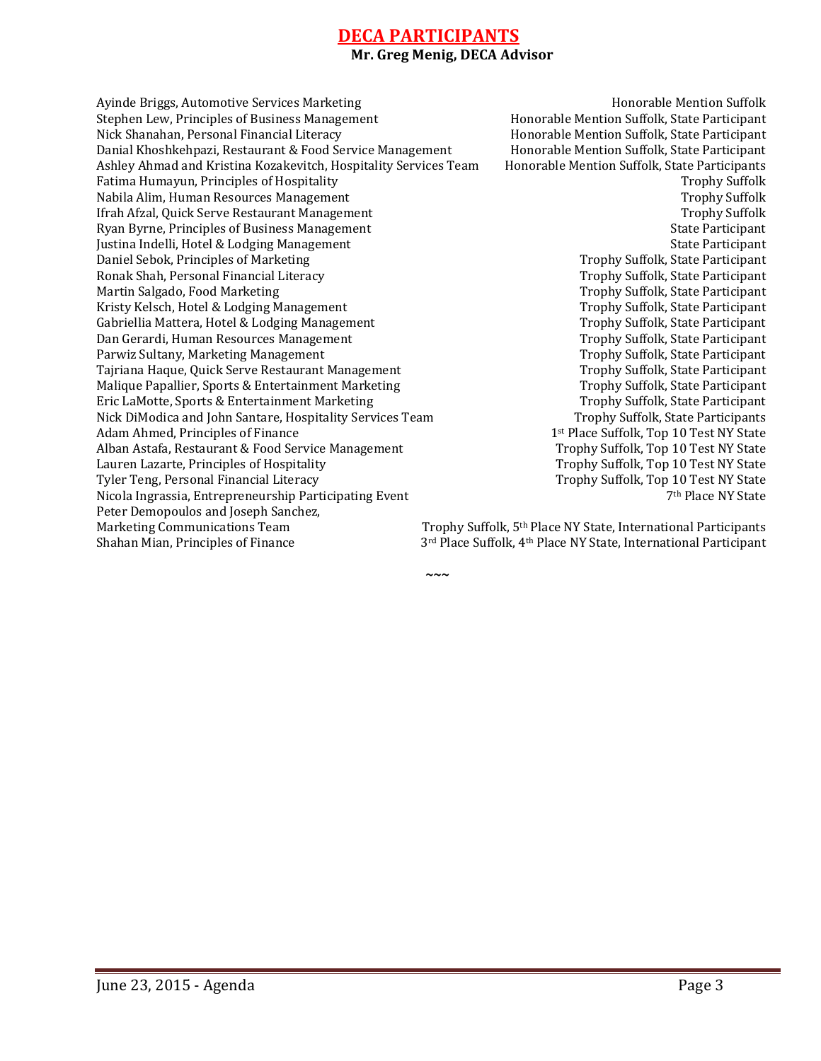# DECA PARTICIPANTS

**Mr. Greg Menig, DECA Advisor**

| Participant / Event | Award |
|---|---|
| Ayinde Briggs, Automotive Services Marketing | Honorable Mention Suffolk |
| Stephen Lew, Principles of Business Management | Honorable Mention Suffolk, State Participant |
| Nick Shanahan, Personal Financial Literacy | Honorable Mention Suffolk, State Participant |
| Danial Khoshkehpazi, Restaurant & Food Service Management | Honorable Mention Suffolk, State Participant |
| Ashley Ahmad and Kristina Kozakevitch, Hospitality Services Team | Honorable Mention Suffolk, State Participants |
| Fatima Humayun, Principles of Hospitality | Trophy Suffolk |
| Nabila Alim, Human Resources Management | Trophy Suffolk |
| Ifrah Afzal, Quick Serve Restaurant Management | Trophy Suffolk |
| Ryan Byrne, Principles of Business Management | State Participant |
| Justina Indelli, Hotel & Lodging Management | State Participant |
| Daniel Sebok, Principles of Marketing | Trophy Suffolk, State Participant |
| Ronak Shah, Personal Financial Literacy | Trophy Suffolk, State Participant |
| Martin Salgado, Food Marketing | Trophy Suffolk, State Participant |
| Kristy Kelsch, Hotel & Lodging Management | Trophy Suffolk, State Participant |
| Gabriellia Mattera, Hotel & Lodging Management | Trophy Suffolk, State Participant |
| Dan Gerardi, Human Resources Management | Trophy Suffolk, State Participant |
| Parwiz Sultany, Marketing Management | Trophy Suffolk, State Participant |
| Tajriana Haque, Quick Serve Restaurant Management | Trophy Suffolk, State Participant |
| Malique Papallier, Sports & Entertainment Marketing | Trophy Suffolk, State Participant |
| Eric LaMotte, Sports & Entertainment Marketing | Trophy Suffolk, State Participant |
| Nick DiModica and John Santare, Hospitality Services Team | Trophy Suffolk, State Participants |
| Adam Ahmed, Principles of Finance | 1st Place Suffolk, Top 10 Test NY State |
| Alban Astafa, Restaurant & Food Service Management | Trophy Suffolk, Top 10 Test NY State |
| Lauren Lazarte, Principles of Hospitality | Trophy Suffolk, Top 10 Test NY State |
| Tyler Teng, Personal Financial Literacy | Trophy Suffolk, Top 10 Test NY State |
| Nicola Ingrassia, Entrepreneurship Participating Event | 7th Place NY State |
| Peter Demopoulos and Joseph Sanchez, Marketing Communications Team | Trophy Suffolk, 5th Place NY State, International Participants |
| Shahan Mian, Principles of Finance | 3rd Place Suffolk, 4th Place NY State, International Participant |

~~~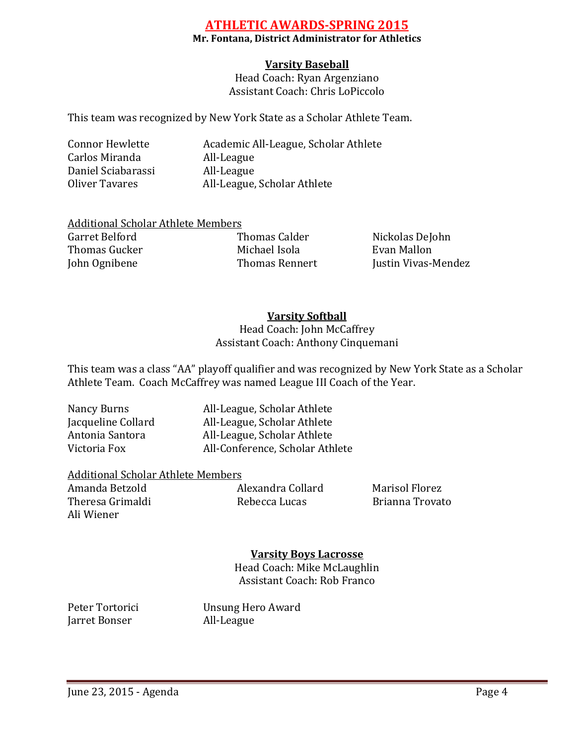# ATHLETIC AWARDS-SPRING 2015

**Mr. Fontana, District Administrator for Athletics**

## Varsity Baseball

Head Coach: Ryan Argenziano
Assistant Coach: Chris LoPiccolo

This team was recognized by New York State as a Scholar Athlete Team.

| | |
|---|---|
| Connor Hewlette | Academic All-League, Scholar Athlete |
| Carlos Miranda | All-League |
| Daniel Sciabarassi | All-League |
| Oliver Tavares | All-League, Scholar Athlete |

Additional Scholar Athlete Members

| | | |
|---|---|---|
| Garret Belford | Thomas Calder | Nickolas DeJohn |
| Thomas Gucker | Michael Isola | Evan Mallon |
| John Ognibene | Thomas Rennert | Justin Vivas-Mendez |

## Varsity Softball

Head Coach: John McCaffrey
Assistant Coach: Anthony Cinquemani

This team was a class "AA" playoff qualifier and was recognized by New York State as a Scholar Athlete Team. Coach McCaffrey was named League III Coach of the Year.

| | |
|---|---|
| Nancy Burns | All-League, Scholar Athlete |
| Jacqueline Collard | All-League, Scholar Athlete |
| Antonia Santora | All-League, Scholar Athlete |
| Victoria Fox | All-Conference, Scholar Athlete |

Additional Scholar Athlete Members

| | | |
|---|---|---|
| Amanda Betzold | Alexandra Collard | Marisol Florez |
| Theresa Grimaldi | Rebecca Lucas | Brianna Trovato |
| Ali Wiener | | |

## Varsity Boys Lacrosse

Head Coach: Mike McLaughlin
Assistant Coach: Rob Franco

| | |
|---|---|
| Peter Tortorici | Unsung Hero Award |
| Jarret Bonser | All-League |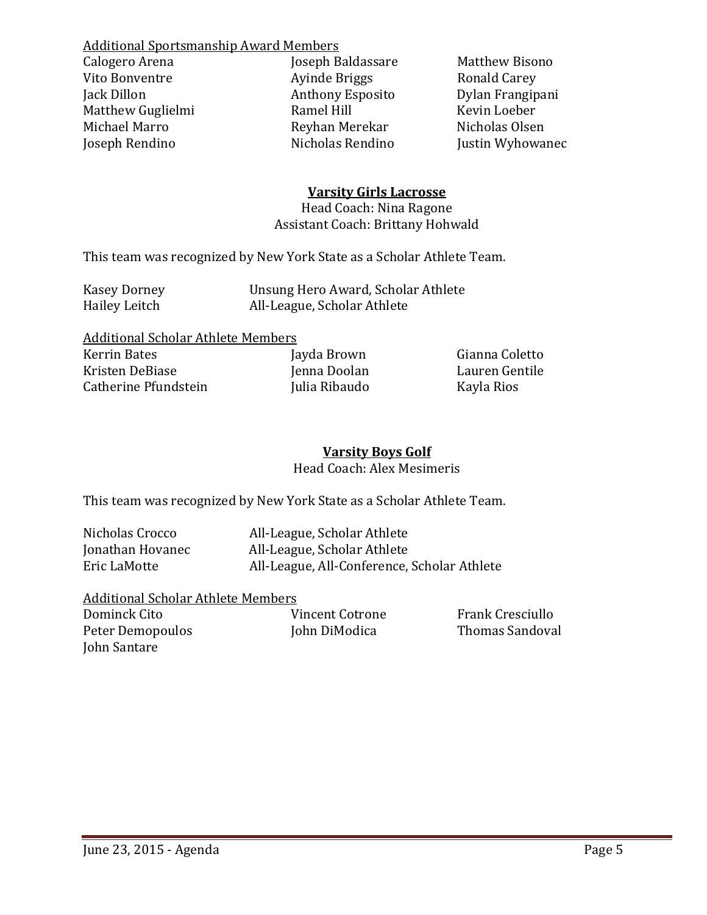Additional Sportsmanship Award Members

| | | |
|---|---|---|
| Calogero Arena | Joseph Baldassare | Matthew Bisono |
| Vito Bonventre | Ayinde Briggs | Ronald Carey |
| Jack Dillon | Anthony Esposito | Dylan Frangipani |
| Matthew Guglielmi | Ramel Hill | Kevin Loeber |
| Michael Marro | Reyhan Merekar | Nicholas Olsen |
| Joseph Rendino | Nicholas Rendino | Justin Wyhowanec |

## Varsity Girls Lacrosse

Head Coach: Nina Ragone
Assistant Coach: Brittany Hohwald

This team was recognized by New York State as a Scholar Athlete Team.

| | |
|---|---|
| Kasey Dorney | Unsung Hero Award, Scholar Athlete |
| Hailey Leitch | All-League, Scholar Athlete |

Additional Scholar Athlete Members

| | | |
|---|---|---|
| Kerrin Bates | Jayda Brown | Gianna Coletto |
| Kristen DeBiase | Jenna Doolan | Lauren Gentile |
| Catherine Pfundstein | Julia Ribaudo | Kayla Rios |

## Varsity Boys Golf

Head Coach: Alex Mesimeris

This team was recognized by New York State as a Scholar Athlete Team.

| | |
|---|---|
| Nicholas Crocco | All-League, Scholar Athlete |
| Jonathan Hovanec | All-League, Scholar Athlete |
| Eric LaMotte | All-League, All-Conference, Scholar Athlete |

Additional Scholar Athlete Members

| | | |
|---|---|---|
| Dominck Cito | Vincent Cotrone | Frank Cresciullo |
| Peter Demopoulos | John DiModica | Thomas Sandoval |
| John Santare | | |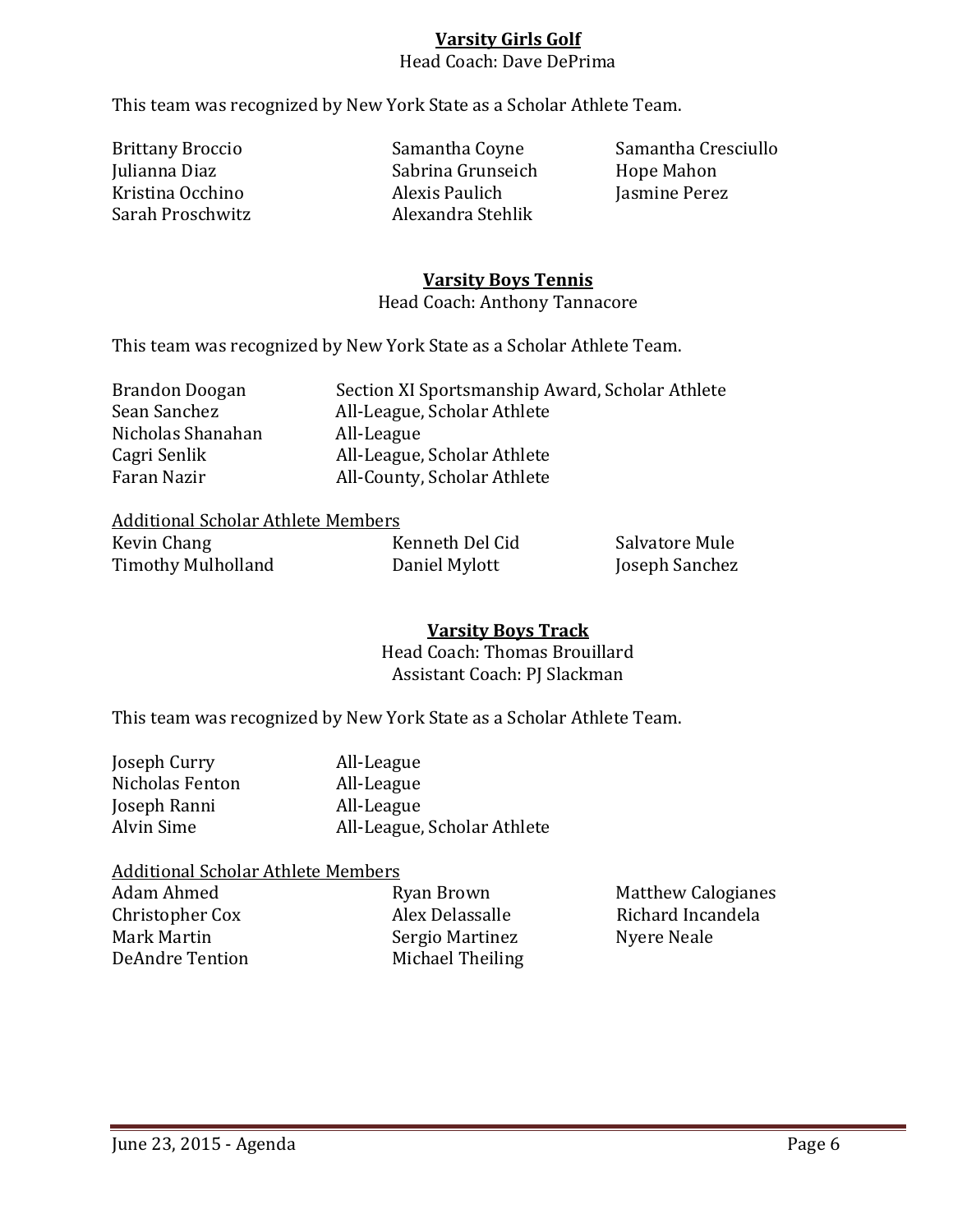## Varsity Girls Golf

Head Coach: Dave DePrima

This team was recognized by New York State as a Scholar Athlete Team.

| | | |
|---|---|---|
| Brittany Broccio | Samantha Coyne | Samantha Cresciullo |
| Julianna Diaz | Sabrina Grunseich | Hope Mahon |
| Kristina Occhino | Alexis Paulich | Jasmine Perez |
| Sarah Proschwitz | Alexandra Stehlik | |

## Varsity Boys Tennis

Head Coach: Anthony Tannacore

This team was recognized by New York State as a Scholar Athlete Team.

| | |
|---|---|
| Brandon Doogan | Section XI Sportsmanship Award, Scholar Athlete |
| Sean Sanchez | All-League, Scholar Athlete |
| Nicholas Shanahan | All-League |
| Cagri Senlik | All-League, Scholar Athlete |
| Faran Nazir | All-County, Scholar Athlete |

<u>Additional Scholar Athlete Members</u>

| | | |
|---|---|---|
| Kevin Chang | Kenneth Del Cid | Salvatore Mule |
| Timothy Mulholland | Daniel Mylott | Joseph Sanchez |

## Varsity Boys Track

Head Coach: Thomas Brouillard
Assistant Coach: PJ Slackman

This team was recognized by New York State as a Scholar Athlete Team.

| | |
|---|---|
| Joseph Curry | All-League |
| Nicholas Fenton | All-League |
| Joseph Ranni | All-League |
| Alvin Sime | All-League, Scholar Athlete |

<u>Additional Scholar Athlete Members</u>

| | | |
|---|---|---|
| Adam Ahmed | Ryan Brown | Matthew Calogianes |
| Christopher Cox | Alex Delassalle | Richard Incandela |
| Mark Martin | Sergio Martinez | Nyere Neale |
| DeAndre Tention | Michael Theiling | |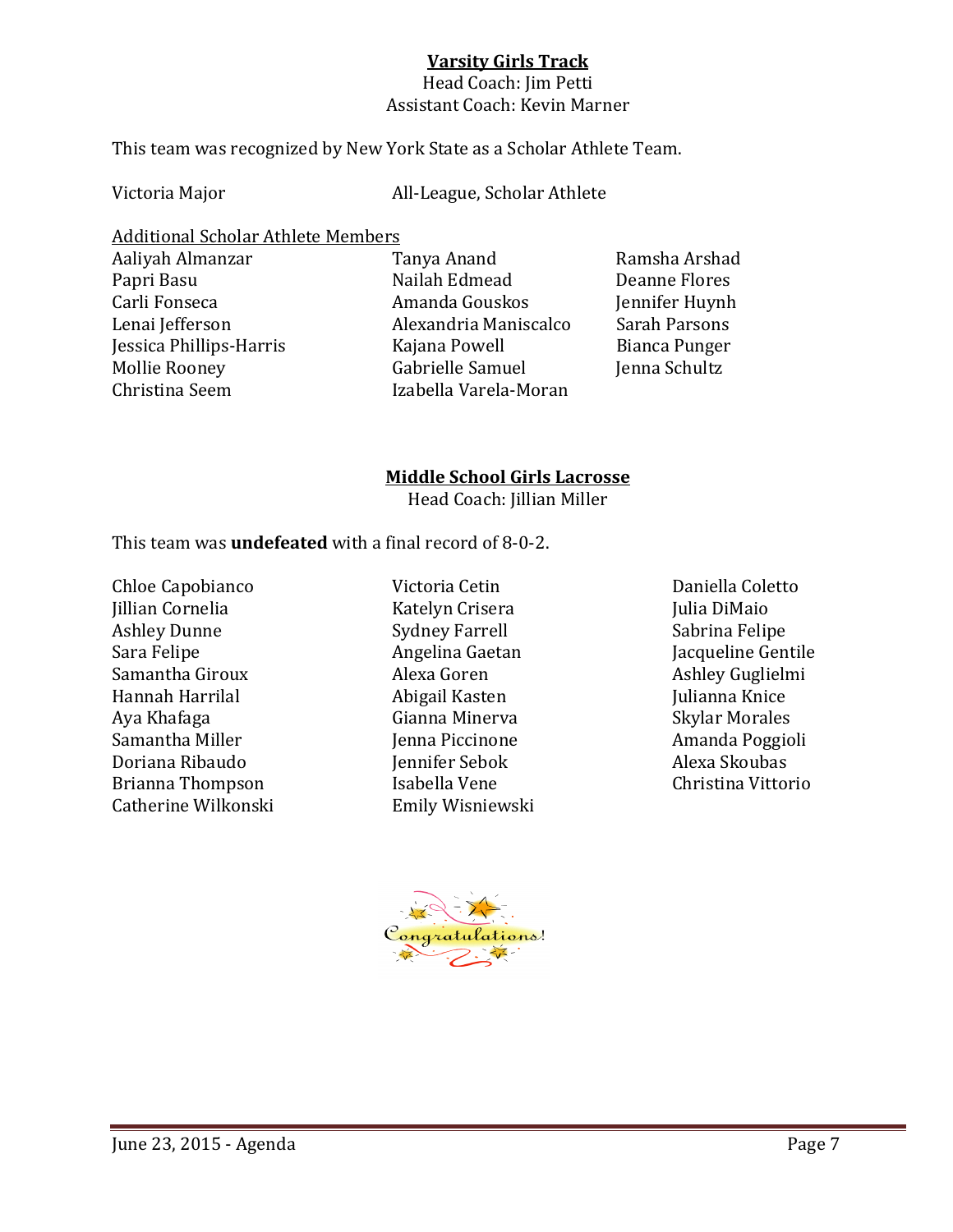## Varsity Girls Track

Head Coach: Jim Petti
Assistant Coach: Kevin Marner

This team was recognized by New York State as a Scholar Athlete Team.

Victoria Major — All-League, Scholar Athlete

Additional Scholar Athlete Members

| | | |
|---|---|---|
| Aaliyah Almanzar | Tanya Anand | Ramsha Arshad |
| Papri Basu | Nailah Edmead | Deanne Flores |
| Carli Fonseca | Amanda Gouskos | Jennifer Huynh |
| Lenai Jefferson | Alexandria Maniscalco | Sarah Parsons |
| Jessica Phillips-Harris | Kajana Powell | Bianca Punger |
| Mollie Rooney | Gabrielle Samuel | Jenna Schultz |
| Christina Seem | Izabella Varela-Moran | |

## Middle School Girls Lacrosse

Head Coach: Jillian Miller

This team was **undefeated** with a final record of 8-0-2.

| | | |
|---|---|---|
| Chloe Capobianco | Victoria Cetin | Daniella Coletto |
| Jillian Cornelia | Katelyn Crisera | Julia DiMaio |
| Ashley Dunne | Sydney Farrell | Sabrina Felipe |
| Sara Felipe | Angelina Gaetan | Jacqueline Gentile |
| Samantha Giroux | Alexa Goren | Ashley Guglielmi |
| Hannah Harrilal | Abigail Kasten | Julianna Knice |
| Aya Khafaga | Gianna Minerva | Skylar Morales |
| Samantha Miller | Jenna Piccinone | Amanda Poggioli |
| Doriana Ribaudo | Jennifer Sebok | Alexa Skoubas |
| Brianna Thompson | Isabella Vene | Christina Vittorio |
| Catherine Wilkonski | Emily Wisniewski | |

Congratulations!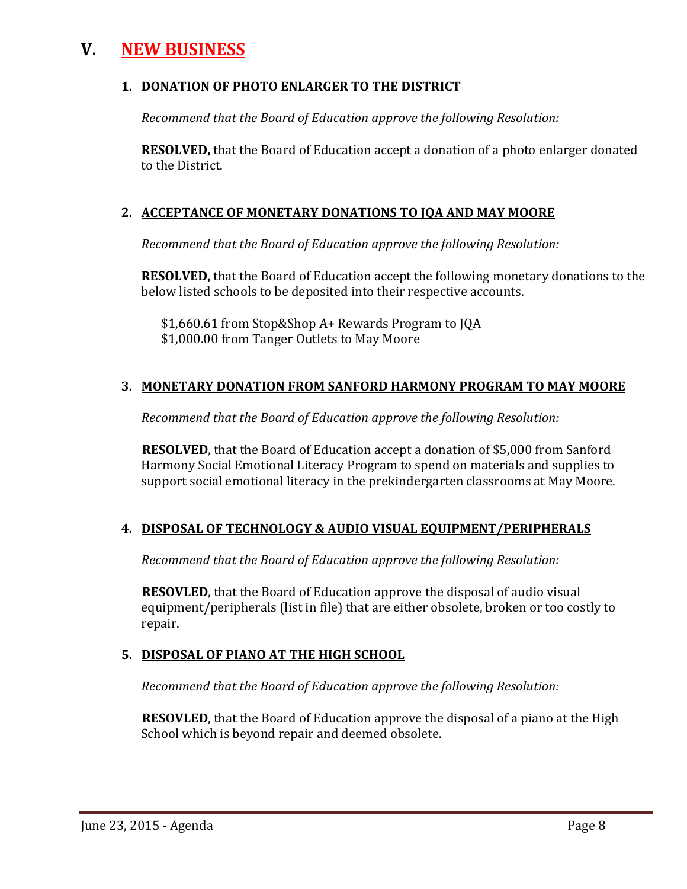# V. NEW BUSINESS

### 1. DONATION OF PHOTO ENLARGER TO THE DISTRICT

*Recommend that the Board of Education approve the following Resolution:*

**RESOLVED,** that the Board of Education accept a donation of a photo enlarger donated to the District.

### 2. ACCEPTANCE OF MONETARY DONATIONS TO JQA AND MAY MOORE

*Recommend that the Board of Education approve the following Resolution:*

**RESOLVED,** that the Board of Education accept the following monetary donations to the below listed schools to be deposited into their respective accounts.

$1,660.61 from Stop&Shop A+ Rewards Program to JQA
$1,000.00 from Tanger Outlets to May Moore

### 3. MONETARY DONATION FROM SANFORD HARMONY PROGRAM TO MAY MOORE

*Recommend that the Board of Education approve the following Resolution:*

**RESOLVED**, that the Board of Education accept a donation of $5,000 from Sanford Harmony Social Emotional Literacy Program to spend on materials and supplies to support social emotional literacy in the prekindergarten classrooms at May Moore.

### 4. DISPOSAL OF TECHNOLOGY & AUDIO VISUAL EQUIPMENT/PERIPHERALS

*Recommend that the Board of Education approve the following Resolution:*

**RESOVLED**, that the Board of Education approve the disposal of audio visual equipment/peripherals (list in file) that are either obsolete, broken or too costly to repair.

### 5. DISPOSAL OF PIANO AT THE HIGH SCHOOL

*Recommend that the Board of Education approve the following Resolution:*

**RESOVLED**, that the Board of Education approve the disposal of a piano at the High School which is beyond repair and deemed obsolete.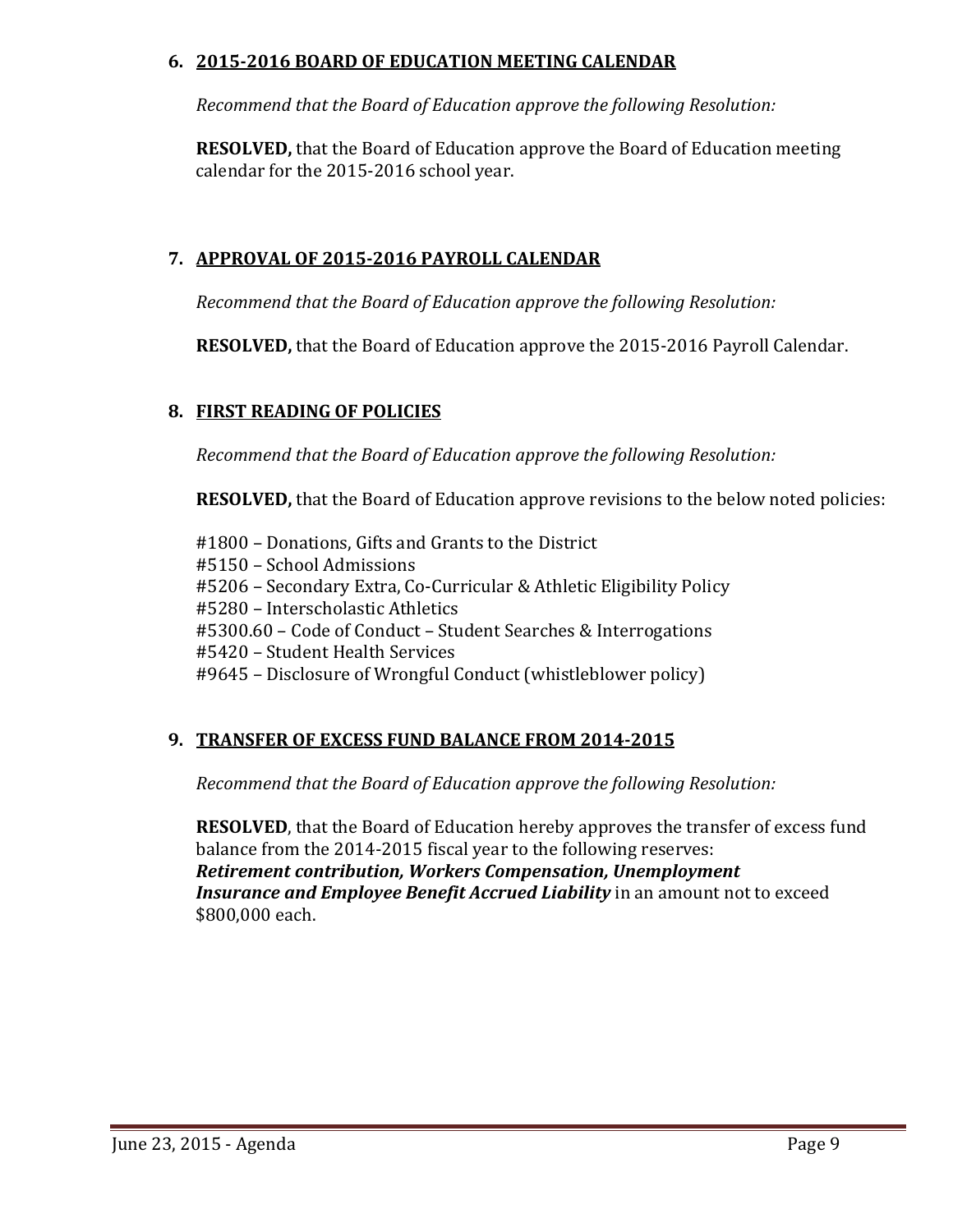## 6. 2015-2016 BOARD OF EDUCATION MEETING CALENDAR

*Recommend that the Board of Education approve the following Resolution:*

**RESOLVED,** that the Board of Education approve the Board of Education meeting calendar for the 2015-2016 school year.

## 7. APPROVAL OF 2015-2016 PAYROLL CALENDAR

*Recommend that the Board of Education approve the following Resolution:*

**RESOLVED,** that the Board of Education approve the 2015-2016 Payroll Calendar.

## 8. FIRST READING OF POLICIES

*Recommend that the Board of Education approve the following Resolution:*

**RESOLVED,** that the Board of Education approve revisions to the below noted policies:

#1800 – Donations, Gifts and Grants to the District
#5150 – School Admissions
#5206 – Secondary Extra, Co-Curricular & Athletic Eligibility Policy
#5280 – Interscholastic Athletics
#5300.60 – Code of Conduct – Student Searches & Interrogations
#5420 – Student Health Services
#9645 – Disclosure of Wrongful Conduct (whistleblower policy)

## 9. TRANSFER OF EXCESS FUND BALANCE FROM 2014-2015

*Recommend that the Board of Education approve the following Resolution:*

**RESOLVED**, that the Board of Education hereby approves the transfer of excess fund balance from the 2014-2015 fiscal year to the following reserves: ***Retirement contribution, Workers Compensation, Unemployment Insurance and Employee Benefit Accrued Liability*** in an amount not to exceed $800,000 each.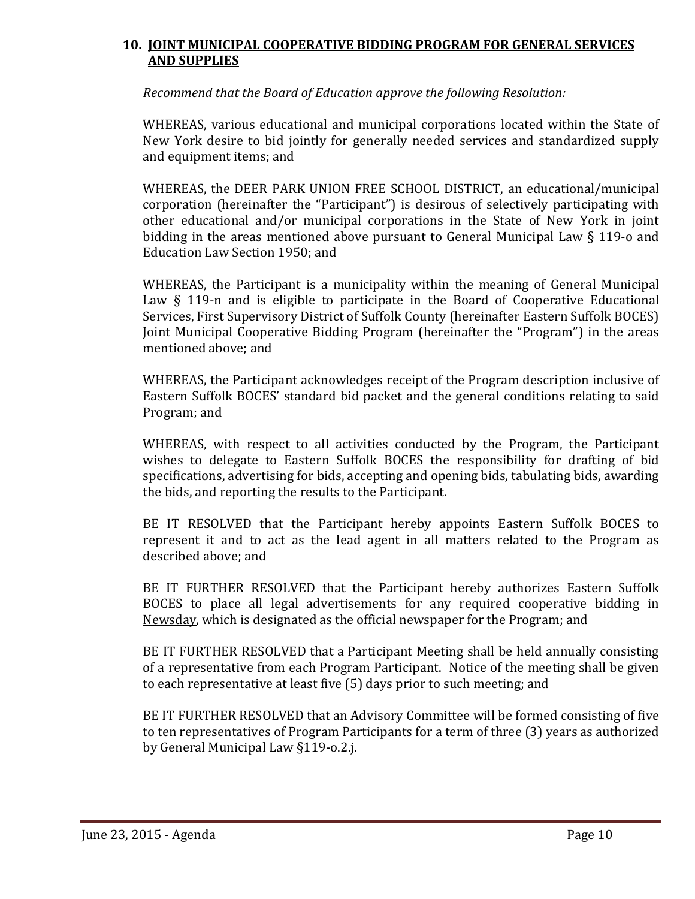## 10. JOINT MUNICIPAL COOPERATIVE BIDDING PROGRAM FOR GENERAL SERVICES AND SUPPLIES

*Recommend that the Board of Education approve the following Resolution:*

WHEREAS, various educational and municipal corporations located within the State of New York desire to bid jointly for generally needed services and standardized supply and equipment items; and

WHEREAS, the DEER PARK UNION FREE SCHOOL DISTRICT, an educational/municipal corporation (hereinafter the "Participant") is desirous of selectively participating with other educational and/or municipal corporations in the State of New York in joint bidding in the areas mentioned above pursuant to General Municipal Law § 119-o and Education Law Section 1950; and

WHEREAS, the Participant is a municipality within the meaning of General Municipal Law § 119-n and is eligible to participate in the Board of Cooperative Educational Services, First Supervisory District of Suffolk County (hereinafter Eastern Suffolk BOCES) Joint Municipal Cooperative Bidding Program (hereinafter the "Program") in the areas mentioned above; and

WHEREAS, the Participant acknowledges receipt of the Program description inclusive of Eastern Suffolk BOCES' standard bid packet and the general conditions relating to said Program; and

WHEREAS, with respect to all activities conducted by the Program, the Participant wishes to delegate to Eastern Suffolk BOCES the responsibility for drafting of bid specifications, advertising for bids, accepting and opening bids, tabulating bids, awarding the bids, and reporting the results to the Participant.

BE IT RESOLVED that the Participant hereby appoints Eastern Suffolk BOCES to represent it and to act as the lead agent in all matters related to the Program as described above; and

BE IT FURTHER RESOLVED that the Participant hereby authorizes Eastern Suffolk BOCES to place all legal advertisements for any required cooperative bidding in Newsday, which is designated as the official newspaper for the Program; and

BE IT FURTHER RESOLVED that a Participant Meeting shall be held annually consisting of a representative from each Program Participant. Notice of the meeting shall be given to each representative at least five (5) days prior to such meeting; and

BE IT FURTHER RESOLVED that an Advisory Committee will be formed consisting of five to ten representatives of Program Participants for a term of three (3) years as authorized by General Municipal Law §119-o.2.j.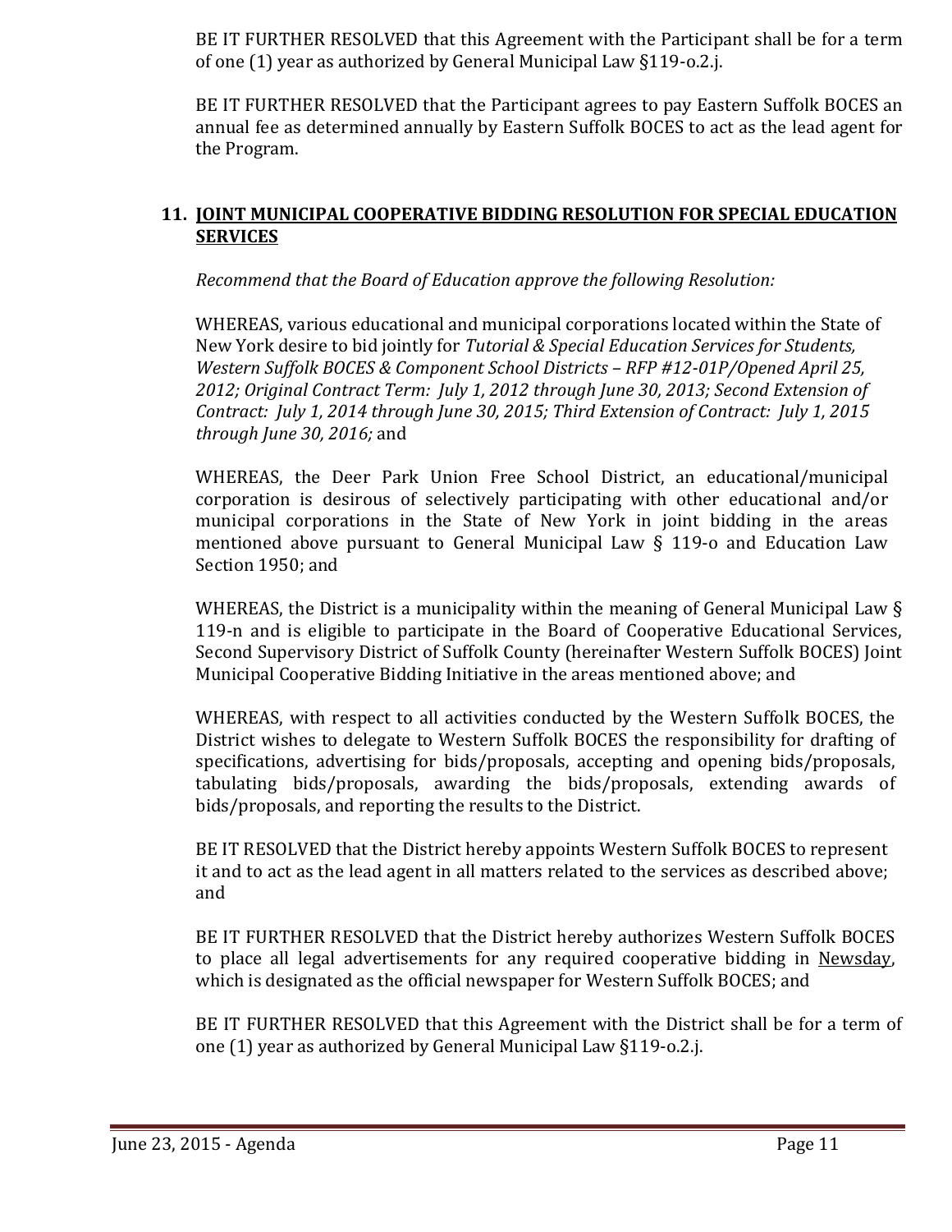BE IT FURTHER RESOLVED that this Agreement with the Participant shall be for a term of one (1) year as authorized by General Municipal Law §119-o.2.j.

BE IT FURTHER RESOLVED that the Participant agrees to pay Eastern Suffolk BOCES an annual fee as determined annually by Eastern Suffolk BOCES to act as the lead agent for the Program.

## 11. JOINT MUNICIPAL COOPERATIVE BIDDING RESOLUTION FOR SPECIAL EDUCATION SERVICES

*Recommend that the Board of Education approve the following Resolution:*

WHEREAS, various educational and municipal corporations located within the State of New York desire to bid jointly for *Tutorial & Special Education Services for Students, Western Suffolk BOCES & Component School Districts – RFP #12-01P/Opened April 25, 2012; Original Contract Term: July 1, 2012 through June 30, 2013; Second Extension of Contract: July 1, 2014 through June 30, 2015; Third Extension of Contract: July 1, 2015 through June 30, 2016;* and

WHEREAS, the Deer Park Union Free School District, an educational/municipal corporation is desirous of selectively participating with other educational and/or municipal corporations in the State of New York in joint bidding in the areas mentioned above pursuant to General Municipal Law § 119-o and Education Law Section 1950; and

WHEREAS, the District is a municipality within the meaning of General Municipal Law § 119-n and is eligible to participate in the Board of Cooperative Educational Services, Second Supervisory District of Suffolk County (hereinafter Western Suffolk BOCES) Joint Municipal Cooperative Bidding Initiative in the areas mentioned above; and

WHEREAS, with respect to all activities conducted by the Western Suffolk BOCES, the District wishes to delegate to Western Suffolk BOCES the responsibility for drafting of specifications, advertising for bids/proposals, accepting and opening bids/proposals, tabulating bids/proposals, awarding the bids/proposals, extending awards of bids/proposals, and reporting the results to the District.

BE IT RESOLVED that the District hereby appoints Western Suffolk BOCES to represent it and to act as the lead agent in all matters related to the services as described above; and

BE IT FURTHER RESOLVED that the District hereby authorizes Western Suffolk BOCES to place all legal advertisements for any required cooperative bidding in Newsday, which is designated as the official newspaper for Western Suffolk BOCES; and

BE IT FURTHER RESOLVED that this Agreement with the District shall be for a term of one (1) year as authorized by General Municipal Law §119-o.2.j.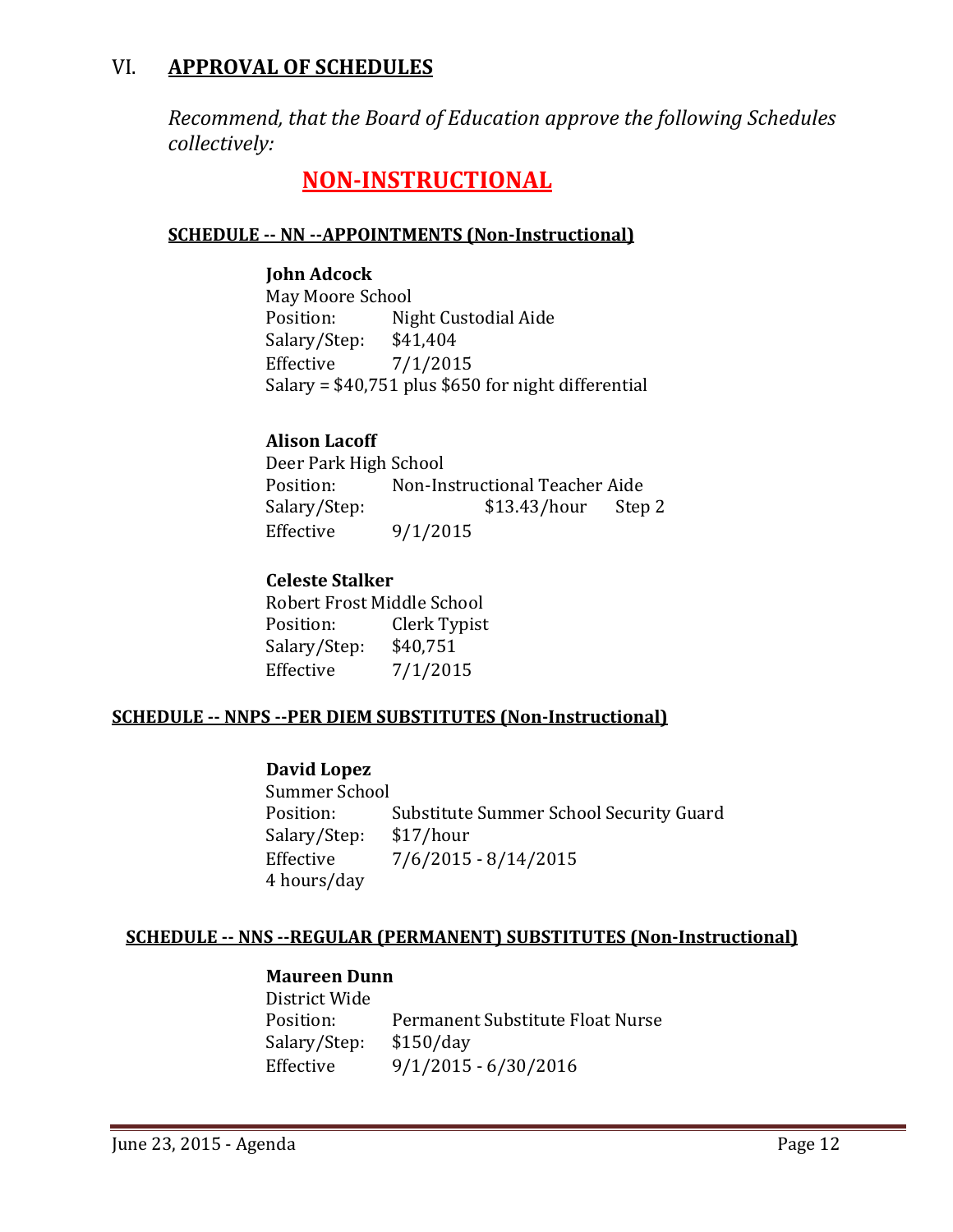## VI. APPROVAL OF SCHEDULES

*Recommend, that the Board of Education approve the following Schedules collectively:*

# NON-INSTRUCTIONAL

### SCHEDULE -- NN --APPOINTMENTS (Non-Instructional)

**John Adcock**
May Moore School
Position: Night Custodial Aide
Salary/Step: $41,404
Effective 7/1/2015
Salary = $40,751 plus $650 for night differential

**Alison Lacoff**
Deer Park High School
Position: Non-Instructional Teacher Aide
Salary/Step: $13.43/hour Step 2
Effective 9/1/2015

**Celeste Stalker**
Robert Frost Middle School
Position: Clerk Typist
Salary/Step: $40,751
Effective 7/1/2015

### SCHEDULE -- NNPS --PER DIEM SUBSTITUTES (Non-Instructional)

**David Lopez**
Summer School
Position: Substitute Summer School Security Guard
Salary/Step: $17/hour
Effective 7/6/2015 - 8/14/2015
4 hours/day

### SCHEDULE -- NNS --REGULAR (PERMANENT) SUBSTITUTES (Non-Instructional)

**Maureen Dunn**
District Wide
Position: Permanent Substitute Float Nurse
Salary/Step: $150/day
Effective 9/1/2015 - 6/30/2016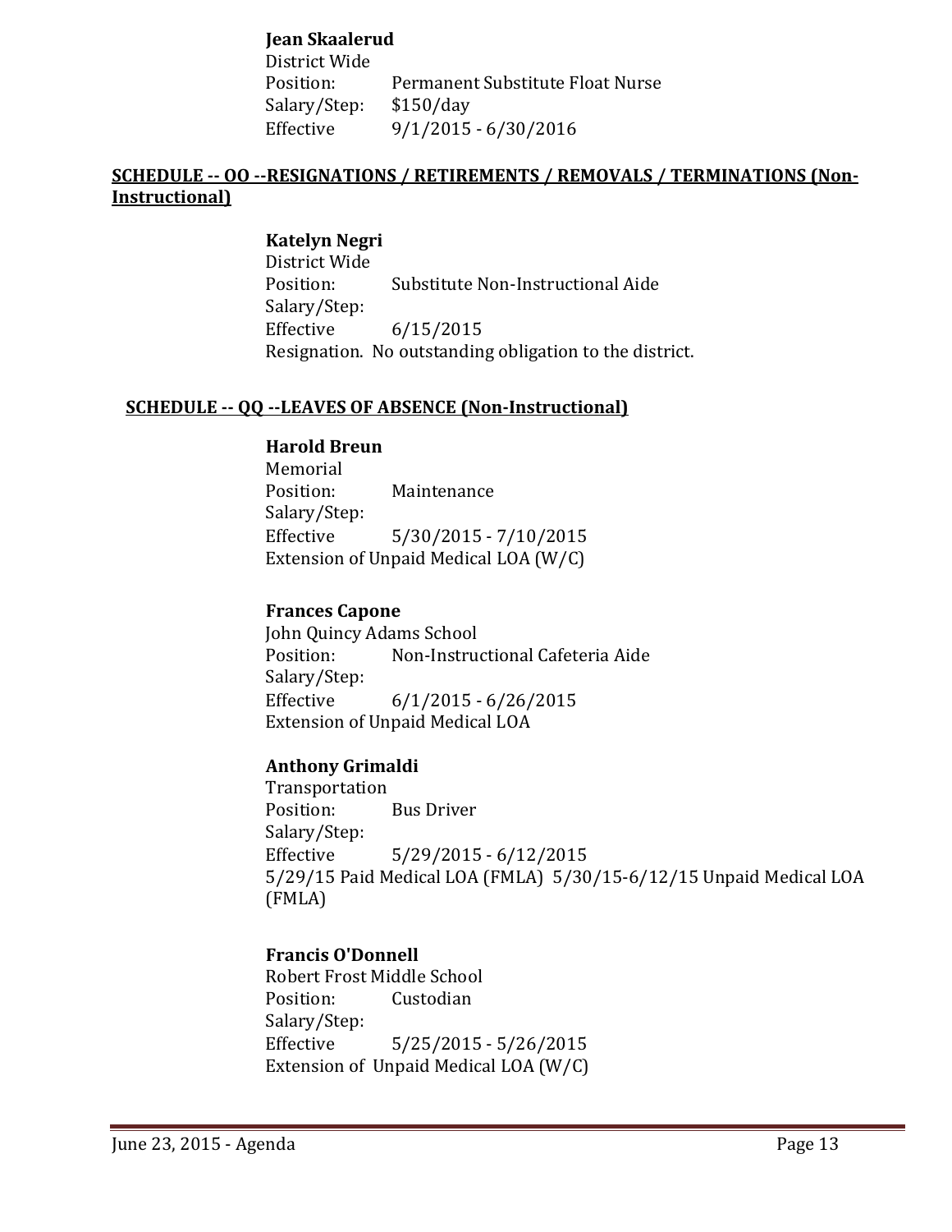**Jean Skaalerud**
District Wide
Position: Permanent Substitute Float Nurse
Salary/Step: $150/day
Effective 9/1/2015 - 6/30/2016

**SCHEDULE -- OO --RESIGNATIONS / RETIREMENTS / REMOVALS / TERMINATIONS (Non-Instructional)**

**Katelyn Negri**
District Wide
Position: Substitute Non-Instructional Aide
Salary/Step:
Effective 6/15/2015
Resignation. No outstanding obligation to the district.

**SCHEDULE -- QQ --LEAVES OF ABSENCE (Non-Instructional)**

**Harold Breun**
Memorial
Position: Maintenance
Salary/Step:
Effective 5/30/2015 - 7/10/2015
Extension of Unpaid Medical LOA (W/C)

**Frances Capone**
John Quincy Adams School
Position: Non-Instructional Cafeteria Aide
Salary/Step:
Effective 6/1/2015 - 6/26/2015
Extension of Unpaid Medical LOA

**Anthony Grimaldi**
Transportation
Position: Bus Driver
Salary/Step:
Effective 5/29/2015 - 6/12/2015
5/29/15 Paid Medical LOA (FMLA) 5/30/15-6/12/15 Unpaid Medical LOA (FMLA)

**Francis O'Donnell**
Robert Frost Middle School
Position: Custodian
Salary/Step:
Effective 5/25/2015 - 5/26/2015
Extension of Unpaid Medical LOA (W/C)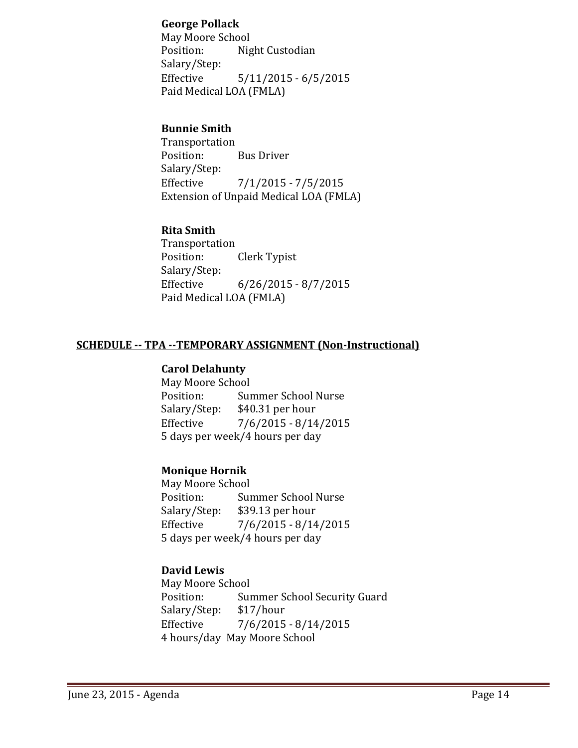**George Pollack**
May Moore School
Position: Night Custodian
Salary/Step:
Effective 5/11/2015 - 6/5/2015
Paid Medical LOA (FMLA)

**Bunnie Smith**
Transportation
Position: Bus Driver
Salary/Step:
Effective 7/1/2015 - 7/5/2015
Extension of Unpaid Medical LOA (FMLA)

**Rita Smith**
Transportation
Position: Clerk Typist
Salary/Step:
Effective 6/26/2015 - 8/7/2015
Paid Medical LOA (FMLA)

## SCHEDULE -- TPA --TEMPORARY ASSIGNMENT (Non-Instructional)

**Carol Delahunty**
May Moore School
Position: Summer School Nurse
Salary/Step: $40.31 per hour
Effective 7/6/2015 - 8/14/2015
5 days per week/4 hours per day

**Monique Hornik**
May Moore School
Position: Summer School Nurse
Salary/Step: $39.13 per hour
Effective 7/6/2015 - 8/14/2015
5 days per week/4 hours per day

**David Lewis**
May Moore School
Position: Summer School Security Guard
Salary/Step: $17/hour
Effective 7/6/2015 - 8/14/2015
4 hours/day May Moore School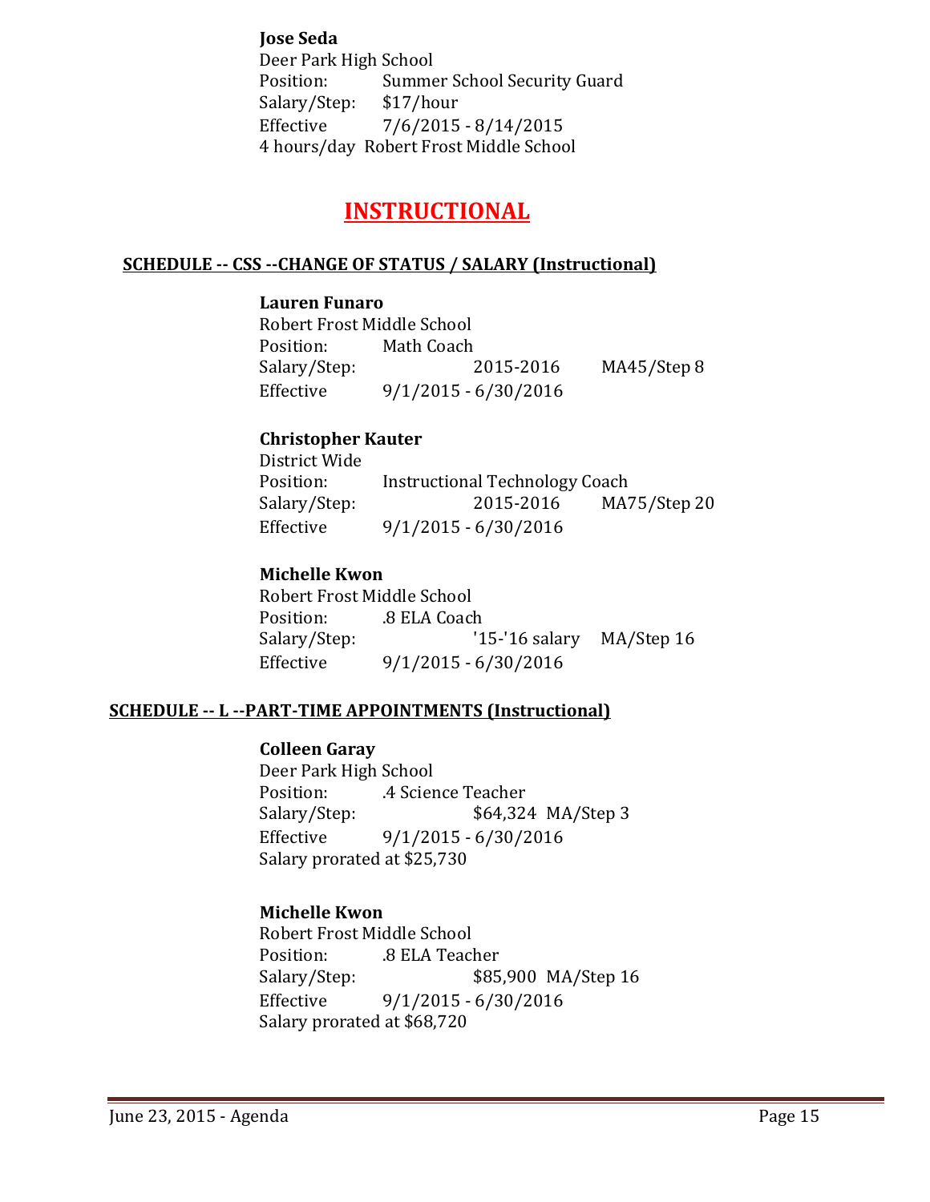**Jose Seda**
Deer Park High School
Position: Summer School Security Guard
Salary/Step: $17/hour
Effective 7/6/2015 - 8/14/2015
4 hours/day Robert Frost Middle School

# INSTRUCTIONAL

## SCHEDULE -- CSS --CHANGE OF STATUS / SALARY (Instructional)

**Lauren Funaro**
Robert Frost Middle School
Position: Math Coach
Salary/Step: 2015-2016 MA45/Step 8
Effective 9/1/2015 - 6/30/2016

**Christopher Kauter**
District Wide
Position: Instructional Technology Coach
Salary/Step: 2015-2016 MA75/Step 20
Effective 9/1/2015 - 6/30/2016

**Michelle Kwon**
Robert Frost Middle School
Position: .8 ELA Coach
Salary/Step: '15-'16 salary MA/Step 16
Effective 9/1/2015 - 6/30/2016

## SCHEDULE -- L --PART-TIME APPOINTMENTS (Instructional)

**Colleen Garay**
Deer Park High School
Position: .4 Science Teacher
Salary/Step: $64,324 MA/Step 3
Effective 9/1/2015 - 6/30/2016
Salary prorated at $25,730

**Michelle Kwon**
Robert Frost Middle School
Position: .8 ELA Teacher
Salary/Step: $85,900 MA/Step 16
Effective 9/1/2015 - 6/30/2016
Salary prorated at $68,720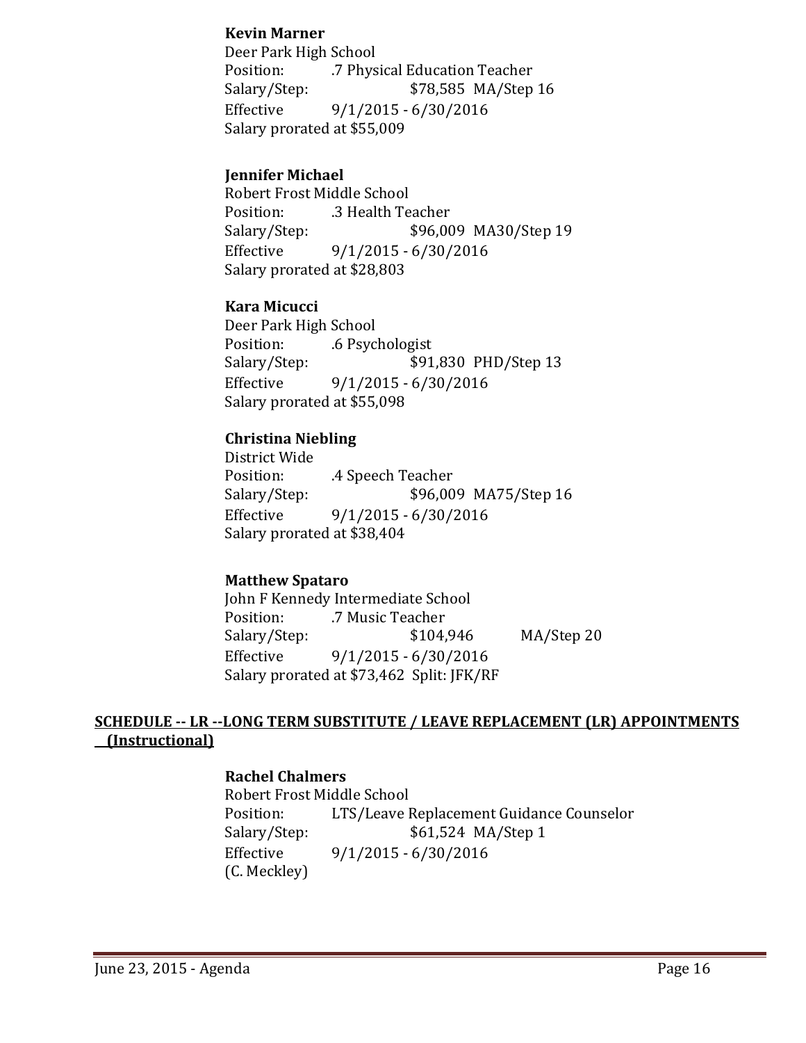**Kevin Marner**
Deer Park High School
Position: .7 Physical Education Teacher
Salary/Step: $78,585 MA/Step 16
Effective 9/1/2015 - 6/30/2016
Salary prorated at $55,009

**Jennifer Michael**
Robert Frost Middle School
Position: .3 Health Teacher
Salary/Step: $96,009 MA30/Step 19
Effective 9/1/2015 - 6/30/2016
Salary prorated at $28,803

**Kara Micucci**
Deer Park High School
Position: .6 Psychologist
Salary/Step: $91,830 PHD/Step 13
Effective 9/1/2015 - 6/30/2016
Salary prorated at $55,098

**Christina Niebling**
District Wide
Position: .4 Speech Teacher
Salary/Step: $96,009 MA75/Step 16
Effective 9/1/2015 - 6/30/2016
Salary prorated at $38,404

**Matthew Spataro**
John F Kennedy Intermediate School
Position: .7 Music Teacher
Salary/Step: $104,946 MA/Step 20
Effective 9/1/2015 - 6/30/2016
Salary prorated at $73,462 Split: JFK/RF

**SCHEDULE -- LR --LONG TERM SUBSTITUTE / LEAVE REPLACEMENT (LR) APPOINTMENTS (Instructional)**

**Rachel Chalmers**
Robert Frost Middle School
Position: LTS/Leave Replacement Guidance Counselor
Salary/Step: $61,524 MA/Step 1
Effective 9/1/2015 - 6/30/2016
(C. Meckley)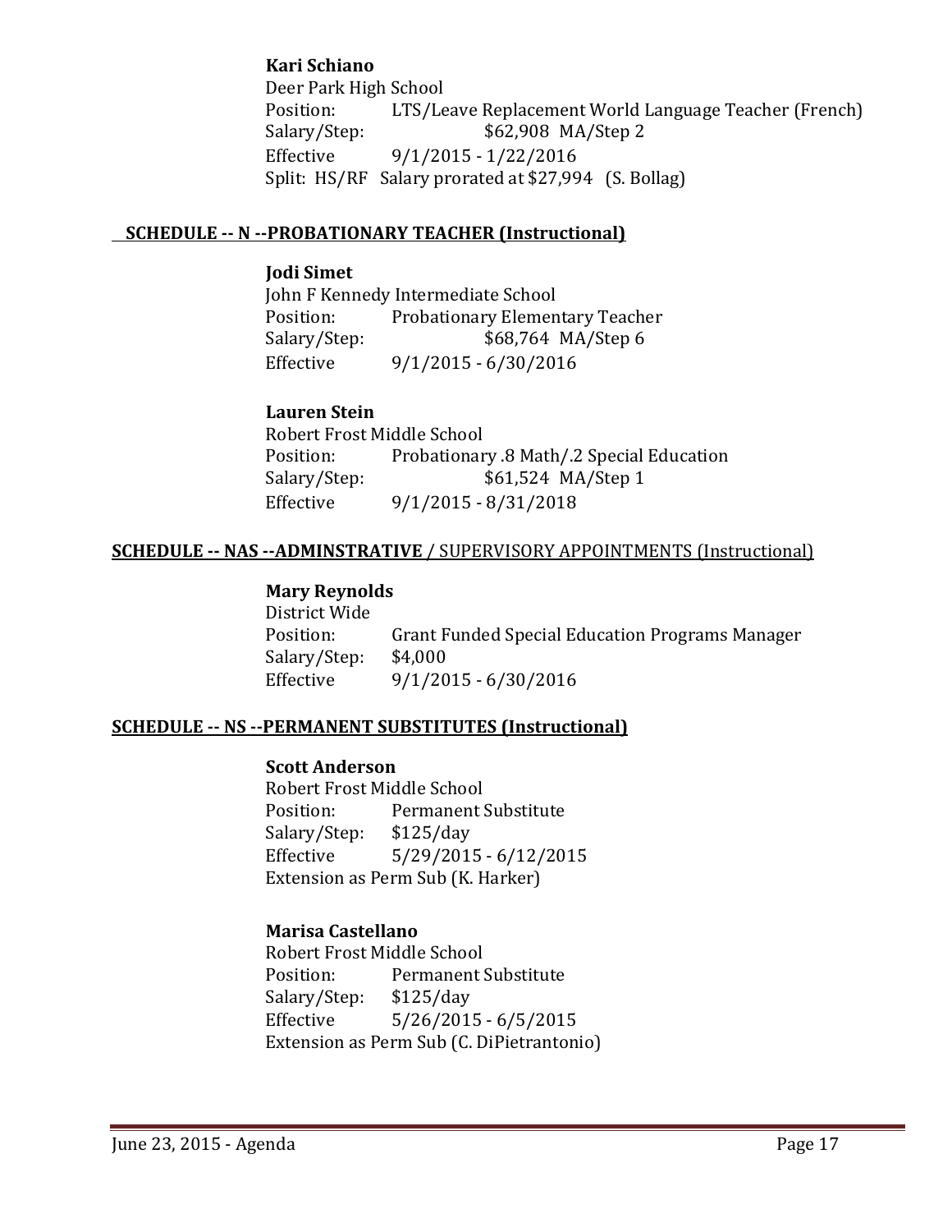**Kari Schiano**
Deer Park High School
Position: LTS/Leave Replacement World Language Teacher (French)
Salary/Step: $62,908 MA/Step 2
Effective 9/1/2015 - 1/22/2016
Split: HS/RF Salary prorated at $27,994 (S. Bollag)

**SCHEDULE -- N --PROBATIONARY TEACHER (Instructional)**

**Jodi Simet**
John F Kennedy Intermediate School
Position: Probationary Elementary Teacher
Salary/Step: $68,764 MA/Step 6
Effective 9/1/2015 - 6/30/2016

**Lauren Stein**
Robert Frost Middle School
Position: Probationary .8 Math/.2 Special Education
Salary/Step: $61,524 MA/Step 1
Effective 9/1/2015 - 8/31/2018

**SCHEDULE -- NAS --ADMINSTRATIVE** / SUPERVISORY APPOINTMENTS (Instructional)

**Mary Reynolds**
District Wide
Position: Grant Funded Special Education Programs Manager
Salary/Step: $4,000
Effective 9/1/2015 - 6/30/2016

**SCHEDULE -- NS --PERMANENT SUBSTITUTES (Instructional)**

**Scott Anderson**
Robert Frost Middle School
Position: Permanent Substitute
Salary/Step: $125/day
Effective 5/29/2015 - 6/12/2015
Extension as Perm Sub (K. Harker)

**Marisa Castellano**
Robert Frost Middle School
Position: Permanent Substitute
Salary/Step: $125/day
Effective 5/26/2015 - 6/5/2015
Extension as Perm Sub (C. DiPietrantonio)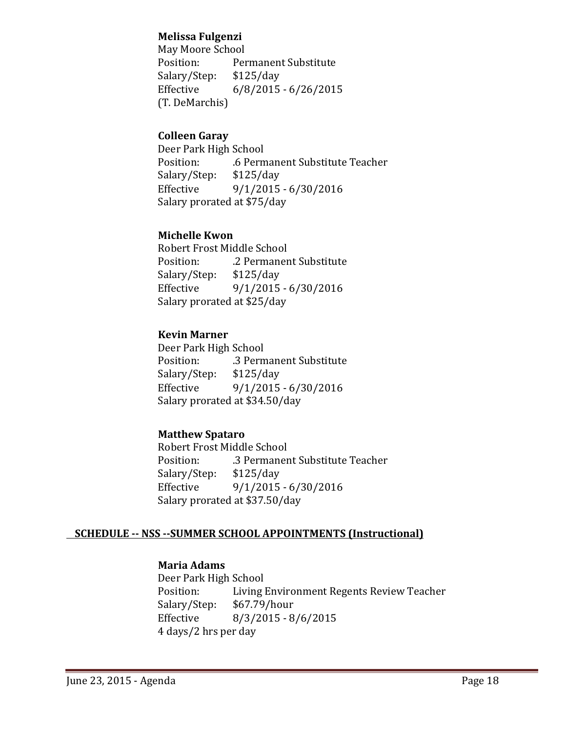**Melissa Fulgenzi**
May Moore School
Position: Permanent Substitute
Salary/Step: $125/day
Effective 6/8/2015 - 6/26/2015
(T. DeMarchis)

**Colleen Garay**
Deer Park High School
Position: .6 Permanent Substitute Teacher
Salary/Step: $125/day
Effective 9/1/2015 - 6/30/2016
Salary prorated at $75/day

**Michelle Kwon**
Robert Frost Middle School
Position: .2 Permanent Substitute
Salary/Step: $125/day
Effective 9/1/2015 - 6/30/2016
Salary prorated at $25/day

**Kevin Marner**
Deer Park High School
Position: .3 Permanent Substitute
Salary/Step: $125/day
Effective 9/1/2015 - 6/30/2016
Salary prorated at $34.50/day

**Matthew Spataro**
Robert Frost Middle School
Position: .3 Permanent Substitute Teacher
Salary/Step: $125/day
Effective 9/1/2015 - 6/30/2016
Salary prorated at $37.50/day

**SCHEDULE -- NSS --SUMMER SCHOOL APPOINTMENTS (Instructional)**

**Maria Adams**
Deer Park High School
Position: Living Environment Regents Review Teacher
Salary/Step: $67.79/hour
Effective 8/3/2015 - 8/6/2015
4 days/2 hrs per day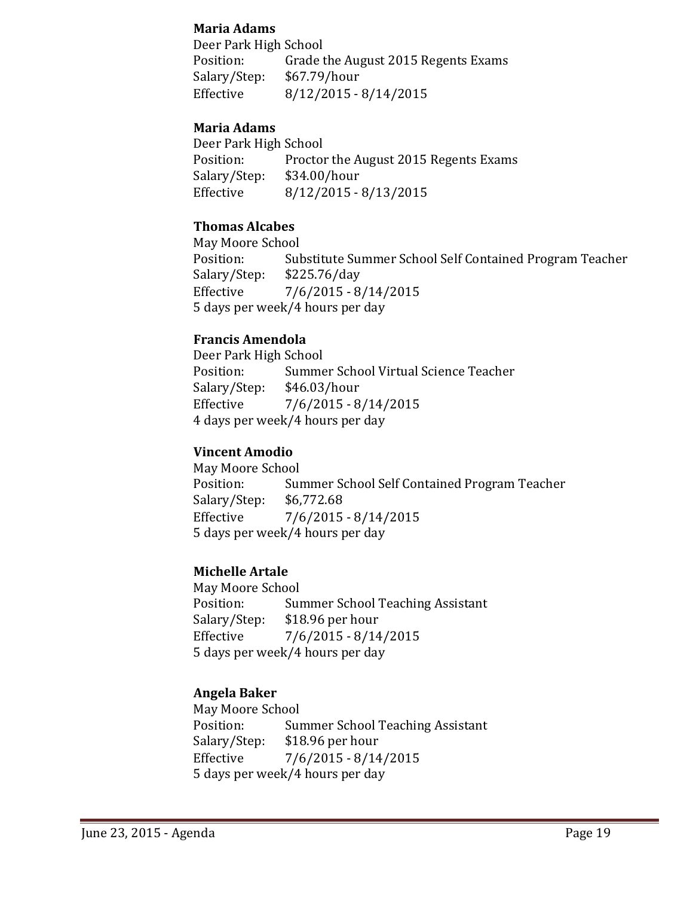**Maria Adams**
Deer Park High School
Position: Grade the August 2015 Regents Exams
Salary/Step: $67.79/hour
Effective 8/12/2015 - 8/14/2015

**Maria Adams**
Deer Park High School
Position: Proctor the August 2015 Regents Exams
Salary/Step: $34.00/hour
Effective 8/12/2015 - 8/13/2015

**Thomas Alcabes**
May Moore School
Position: Substitute Summer School Self Contained Program Teacher
Salary/Step: $225.76/day
Effective 7/6/2015 - 8/14/2015
5 days per week/4 hours per day

**Francis Amendola**
Deer Park High School
Position: Summer School Virtual Science Teacher
Salary/Step: $46.03/hour
Effective 7/6/2015 - 8/14/2015
4 days per week/4 hours per day

**Vincent Amodio**
May Moore School
Position: Summer School Self Contained Program Teacher
Salary/Step: $6,772.68
Effective 7/6/2015 - 8/14/2015
5 days per week/4 hours per day

**Michelle Artale**
May Moore School
Position: Summer School Teaching Assistant
Salary/Step: $18.96 per hour
Effective 7/6/2015 - 8/14/2015
5 days per week/4 hours per day

**Angela Baker**
May Moore School
Position: Summer School Teaching Assistant
Salary/Step: $18.96 per hour
Effective 7/6/2015 - 8/14/2015
5 days per week/4 hours per day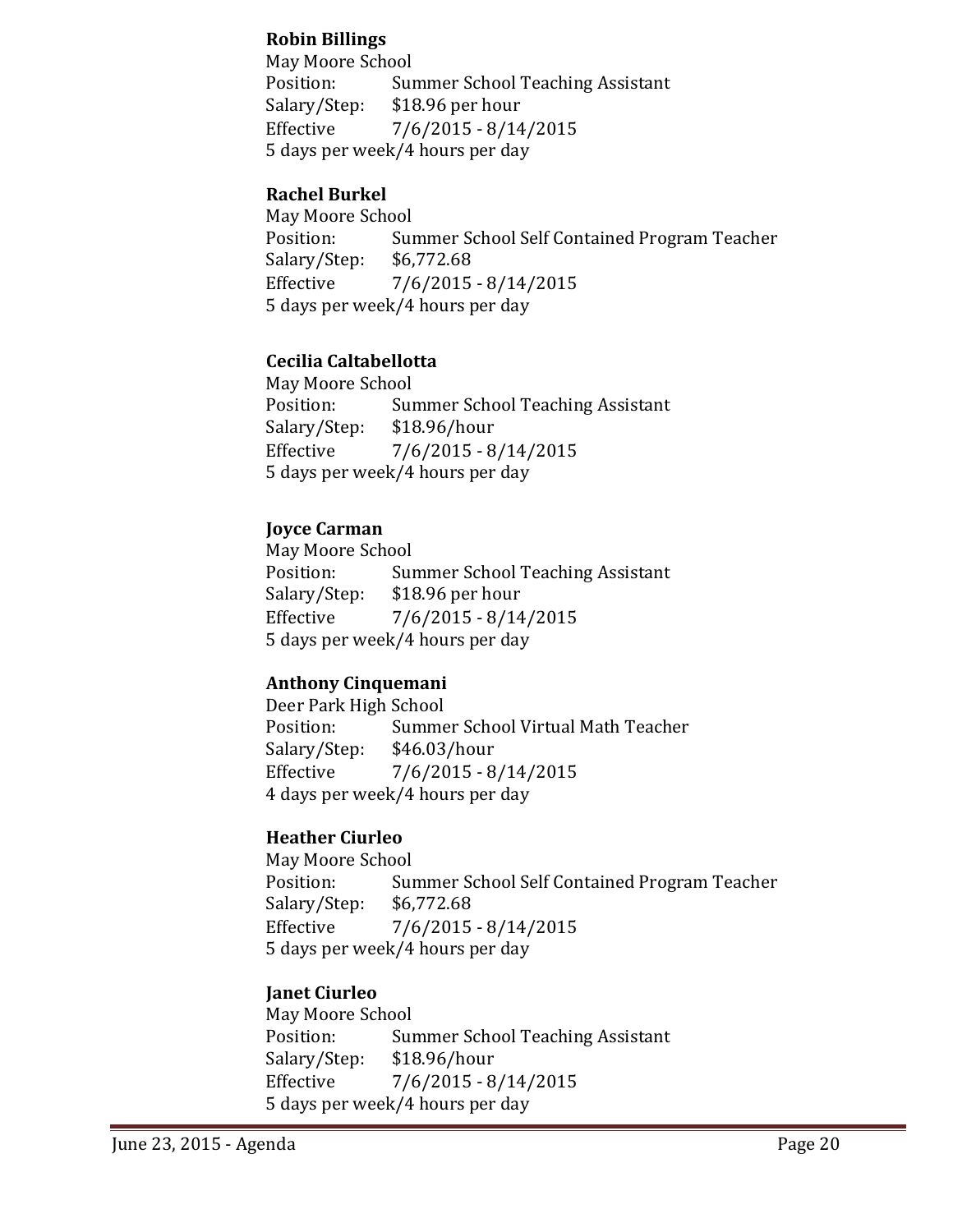**Robin Billings**
May Moore School
Position: Summer School Teaching Assistant
Salary/Step: $18.96 per hour
Effective 7/6/2015 - 8/14/2015
5 days per week/4 hours per day

**Rachel Burkel**
May Moore School
Position: Summer School Self Contained Program Teacher
Salary/Step: $6,772.68
Effective 7/6/2015 - 8/14/2015
5 days per week/4 hours per day

**Cecilia Caltabellotta**
May Moore School
Position: Summer School Teaching Assistant
Salary/Step: $18.96/hour
Effective 7/6/2015 - 8/14/2015
5 days per week/4 hours per day

**Joyce Carman**
May Moore School
Position: Summer School Teaching Assistant
Salary/Step: $18.96 per hour
Effective 7/6/2015 - 8/14/2015
5 days per week/4 hours per day

**Anthony Cinquemani**
Deer Park High School
Position: Summer School Virtual Math Teacher
Salary/Step: $46.03/hour
Effective 7/6/2015 - 8/14/2015
4 days per week/4 hours per day

**Heather Ciurleo**
May Moore School
Position: Summer School Self Contained Program Teacher
Salary/Step: $6,772.68
Effective 7/6/2015 - 8/14/2015
5 days per week/4 hours per day

**Janet Ciurleo**
May Moore School
Position: Summer School Teaching Assistant
Salary/Step: $18.96/hour
Effective 7/6/2015 - 8/14/2015
5 days per week/4 hours per day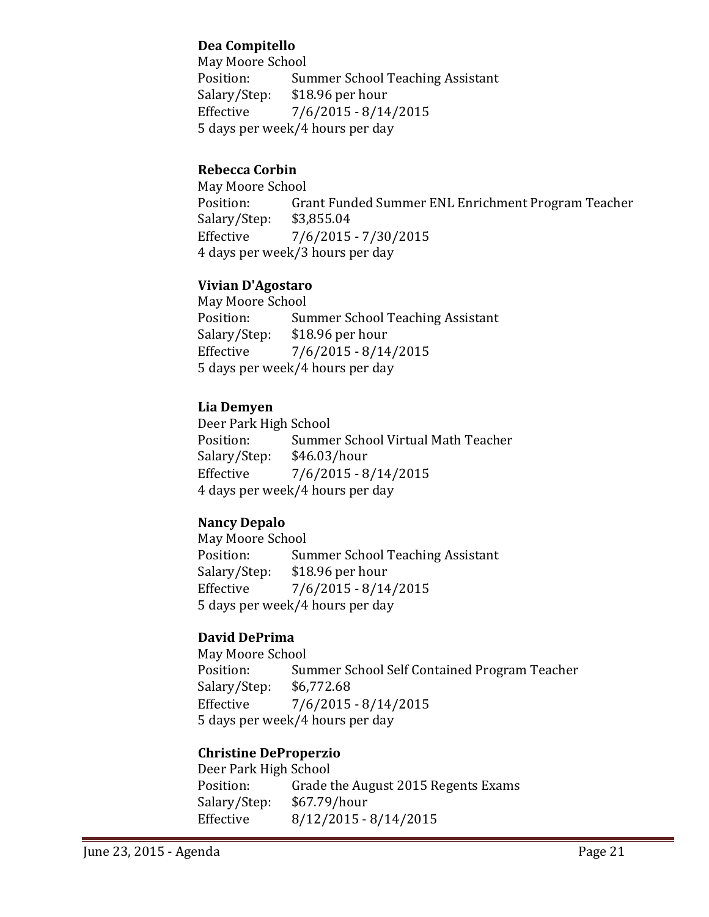**Dea Compitello**
May Moore School
Position: Summer School Teaching Assistant
Salary/Step: $18.96 per hour
Effective 7/6/2015 - 8/14/2015
5 days per week/4 hours per day

**Rebecca Corbin**
May Moore School
Position: Grant Funded Summer ENL Enrichment Program Teacher
Salary/Step: $3,855.04
Effective 7/6/2015 - 7/30/2015
4 days per week/3 hours per day

**Vivian D'Agostaro**
May Moore School
Position: Summer School Teaching Assistant
Salary/Step: $18.96 per hour
Effective 7/6/2015 - 8/14/2015
5 days per week/4 hours per day

**Lia Demyen**
Deer Park High School
Position: Summer School Virtual Math Teacher
Salary/Step: $46.03/hour
Effective 7/6/2015 - 8/14/2015
4 days per week/4 hours per day

**Nancy Depalo**
May Moore School
Position: Summer School Teaching Assistant
Salary/Step: $18.96 per hour
Effective 7/6/2015 - 8/14/2015
5 days per week/4 hours per day

**David DePrima**
May Moore School
Position: Summer School Self Contained Program Teacher
Salary/Step: $6,772.68
Effective 7/6/2015 - 8/14/2015
5 days per week/4 hours per day

**Christine DeProperzio**
Deer Park High School
Position: Grade the August 2015 Regents Exams
Salary/Step: $67.79/hour
Effective 8/12/2015 - 8/14/2015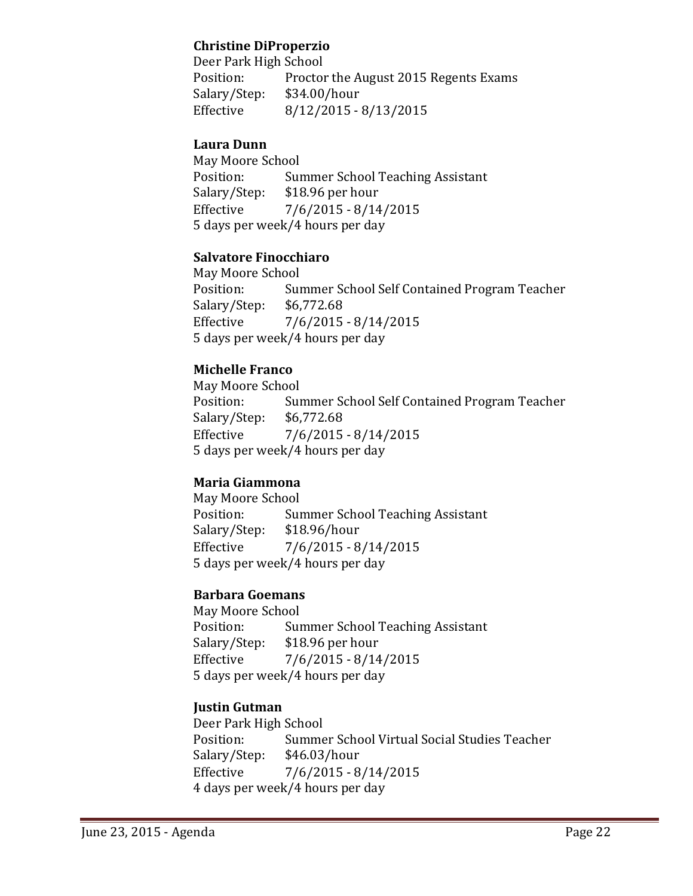**Christine DiProperzio**
Deer Park High School
Position: Proctor the August 2015 Regents Exams
Salary/Step: $34.00/hour
Effective 8/12/2015 - 8/13/2015

**Laura Dunn**
May Moore School
Position: Summer School Teaching Assistant
Salary/Step: $18.96 per hour
Effective 7/6/2015 - 8/14/2015
5 days per week/4 hours per day

**Salvatore Finocchiaro**
May Moore School
Position: Summer School Self Contained Program Teacher
Salary/Step: $6,772.68
Effective 7/6/2015 - 8/14/2015
5 days per week/4 hours per day

**Michelle Franco**
May Moore School
Position: Summer School Self Contained Program Teacher
Salary/Step: $6,772.68
Effective 7/6/2015 - 8/14/2015
5 days per week/4 hours per day

**Maria Giammona**
May Moore School
Position: Summer School Teaching Assistant
Salary/Step: $18.96/hour
Effective 7/6/2015 - 8/14/2015
5 days per week/4 hours per day

**Barbara Goemans**
May Moore School
Position: Summer School Teaching Assistant
Salary/Step: $18.96 per hour
Effective 7/6/2015 - 8/14/2015
5 days per week/4 hours per day

**Justin Gutman**
Deer Park High School
Position: Summer School Virtual Social Studies Teacher
Salary/Step: $46.03/hour
Effective 7/6/2015 - 8/14/2015
4 days per week/4 hours per day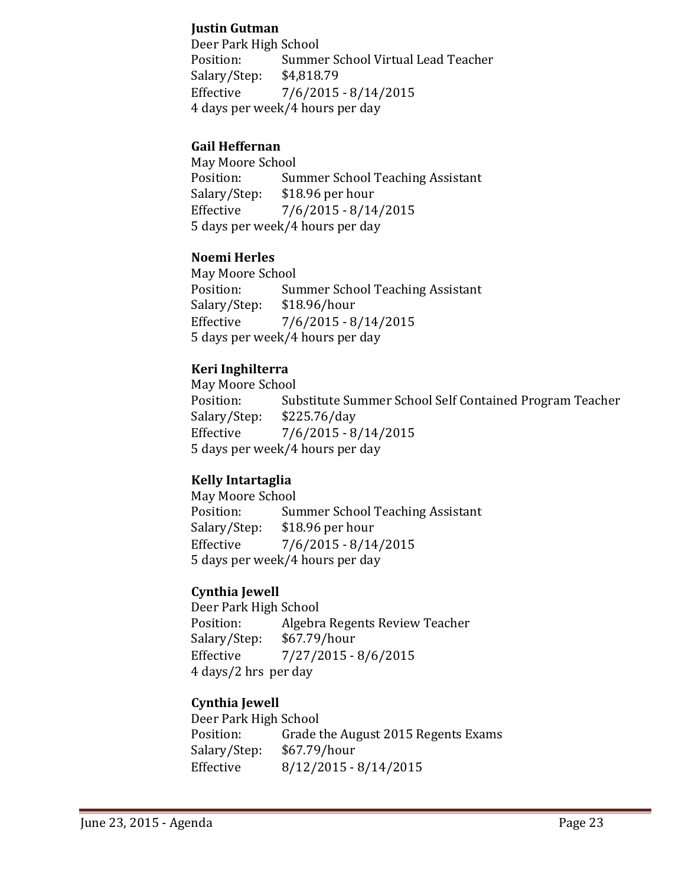**Justin Gutman**
Deer Park High School
Position: Summer School Virtual Lead Teacher
Salary/Step: $4,818.79
Effective 7/6/2015 - 8/14/2015
4 days per week/4 hours per day

**Gail Heffernan**
May Moore School
Position: Summer School Teaching Assistant
Salary/Step: $18.96 per hour
Effective 7/6/2015 - 8/14/2015
5 days per week/4 hours per day

**Noemi Herles**
May Moore School
Position: Summer School Teaching Assistant
Salary/Step: $18.96/hour
Effective 7/6/2015 - 8/14/2015
5 days per week/4 hours per day

**Keri Inghilterra**
May Moore School
Position: Substitute Summer School Self Contained Program Teacher
Salary/Step: $225.76/day
Effective 7/6/2015 - 8/14/2015
5 days per week/4 hours per day

**Kelly Intartaglia**
May Moore School
Position: Summer School Teaching Assistant
Salary/Step: $18.96 per hour
Effective 7/6/2015 - 8/14/2015
5 days per week/4 hours per day

**Cynthia Jewell**
Deer Park High School
Position: Algebra Regents Review Teacher
Salary/Step: $67.79/hour
Effective 7/27/2015 - 8/6/2015
4 days/2 hrs per day

**Cynthia Jewell**
Deer Park High School
Position: Grade the August 2015 Regents Exams
Salary/Step: $67.79/hour
Effective 8/12/2015 - 8/14/2015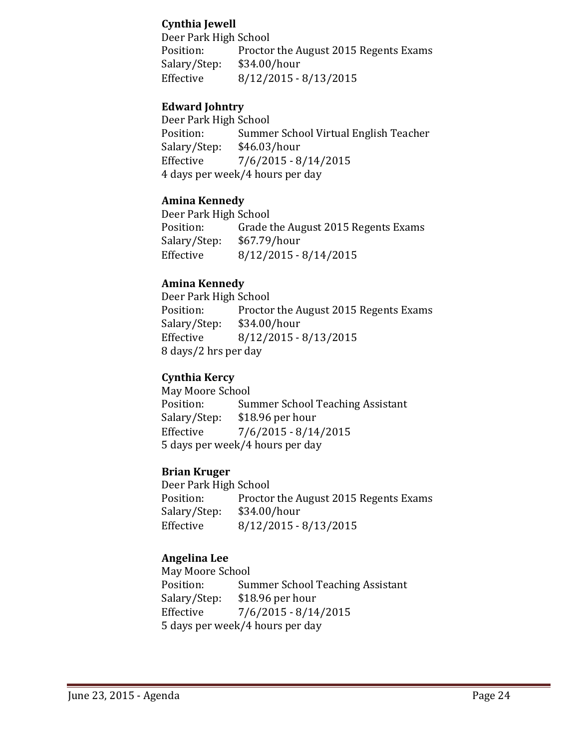**Cynthia Jewell**
Deer Park High School
Position: Proctor the August 2015 Regents Exams
Salary/Step: $34.00/hour
Effective 8/12/2015 - 8/13/2015

**Edward Johntry**
Deer Park High School
Position: Summer School Virtual English Teacher
Salary/Step: $46.03/hour
Effective 7/6/2015 - 8/14/2015
4 days per week/4 hours per day

**Amina Kennedy**
Deer Park High School
Position: Grade the August 2015 Regents Exams
Salary/Step: $67.79/hour
Effective 8/12/2015 - 8/14/2015

**Amina Kennedy**
Deer Park High School
Position: Proctor the August 2015 Regents Exams
Salary/Step: $34.00/hour
Effective 8/12/2015 - 8/13/2015
8 days/2 hrs per day

**Cynthia Kercy**
May Moore School
Position: Summer School Teaching Assistant
Salary/Step: $18.96 per hour
Effective 7/6/2015 - 8/14/2015
5 days per week/4 hours per day

**Brian Kruger**
Deer Park High School
Position: Proctor the August 2015 Regents Exams
Salary/Step: $34.00/hour
Effective 8/12/2015 - 8/13/2015

**Angelina Lee**
May Moore School
Position: Summer School Teaching Assistant
Salary/Step: $18.96 per hour
Effective 7/6/2015 - 8/14/2015
5 days per week/4 hours per day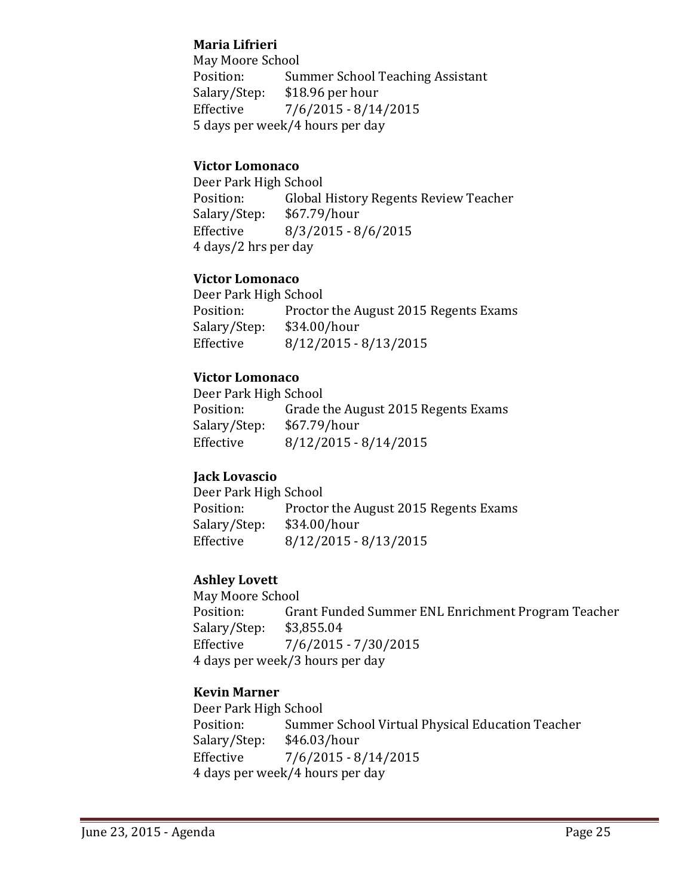**Maria Lifrieri**
May Moore School
Position: Summer School Teaching Assistant
Salary/Step: $18.96 per hour
Effective 7/6/2015 - 8/14/2015
5 days per week/4 hours per day

**Victor Lomonaco**
Deer Park High School
Position: Global History Regents Review Teacher
Salary/Step: $67.79/hour
Effective 8/3/2015 - 8/6/2015
4 days/2 hrs per day

**Victor Lomonaco**
Deer Park High School
Position: Proctor the August 2015 Regents Exams
Salary/Step: $34.00/hour
Effective 8/12/2015 - 8/13/2015

**Victor Lomonaco**
Deer Park High School
Position: Grade the August 2015 Regents Exams
Salary/Step: $67.79/hour
Effective 8/12/2015 - 8/14/2015

**Jack Lovascio**
Deer Park High School
Position: Proctor the August 2015 Regents Exams
Salary/Step: $34.00/hour
Effective 8/12/2015 - 8/13/2015

**Ashley Lovett**
May Moore School
Position: Grant Funded Summer ENL Enrichment Program Teacher
Salary/Step: $3,855.04
Effective 7/6/2015 - 7/30/2015
4 days per week/3 hours per day

**Kevin Marner**
Deer Park High School
Position: Summer School Virtual Physical Education Teacher
Salary/Step: $46.03/hour
Effective 7/6/2015 - 8/14/2015
4 days per week/4 hours per day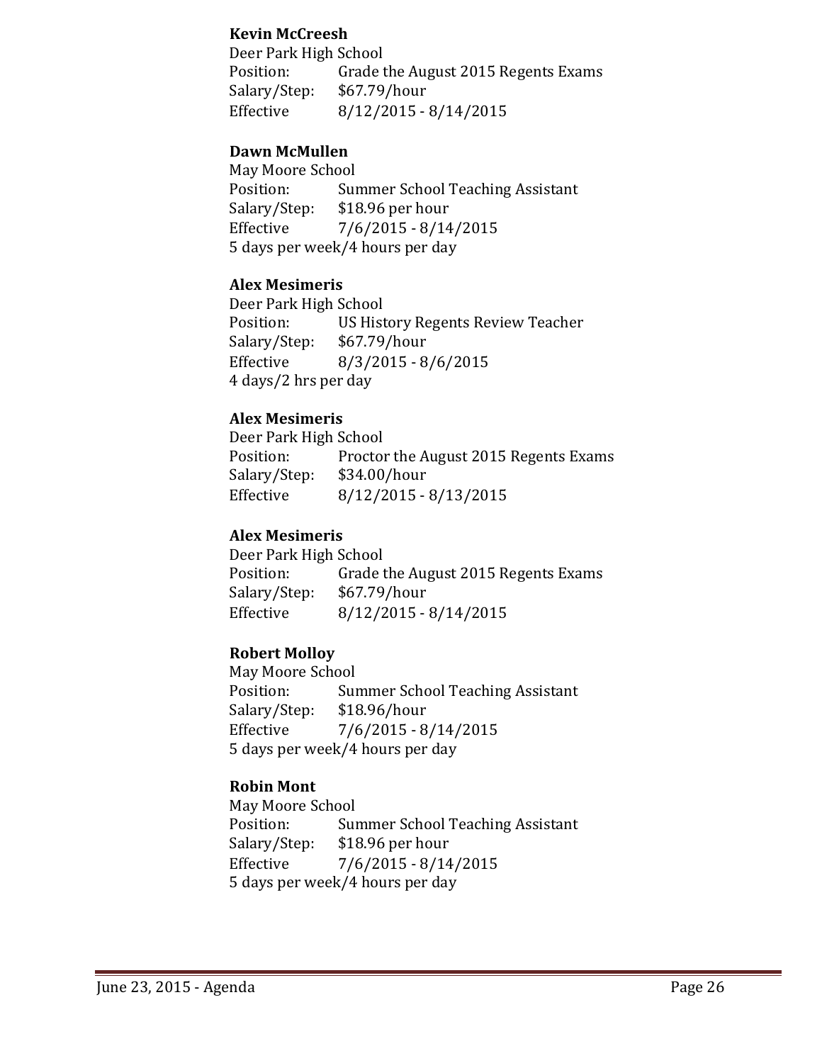**Kevin McCreesh**
Deer Park High School
Position: Grade the August 2015 Regents Exams
Salary/Step: $67.79/hour
Effective 8/12/2015 - 8/14/2015

**Dawn McMullen**
May Moore School
Position: Summer School Teaching Assistant
Salary/Step: $18.96 per hour
Effective 7/6/2015 - 8/14/2015
5 days per week/4 hours per day

**Alex Mesimeris**
Deer Park High School
Position: US History Regents Review Teacher
Salary/Step: $67.79/hour
Effective 8/3/2015 - 8/6/2015
4 days/2 hrs per day

**Alex Mesimeris**
Deer Park High School
Position: Proctor the August 2015 Regents Exams
Salary/Step: $34.00/hour
Effective 8/12/2015 - 8/13/2015

**Alex Mesimeris**
Deer Park High School
Position: Grade the August 2015 Regents Exams
Salary/Step: $67.79/hour
Effective 8/12/2015 - 8/14/2015

**Robert Molloy**
May Moore School
Position: Summer School Teaching Assistant
Salary/Step: $18.96/hour
Effective 7/6/2015 - 8/14/2015
5 days per week/4 hours per day

**Robin Mont**
May Moore School
Position: Summer School Teaching Assistant
Salary/Step: $18.96 per hour
Effective 7/6/2015 - 8/14/2015
5 days per week/4 hours per day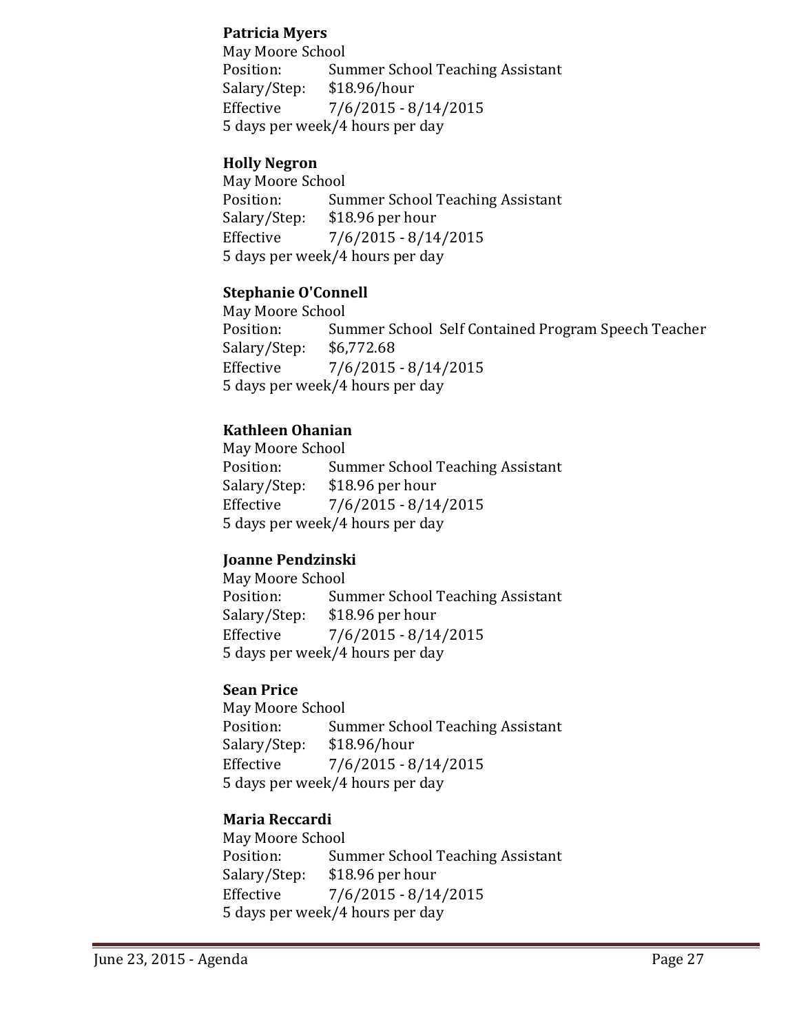**Patricia Myers**
May Moore School
Position: Summer School Teaching Assistant
Salary/Step: $18.96/hour
Effective 7/6/2015 - 8/14/2015
5 days per week/4 hours per day

**Holly Negron**
May Moore School
Position: Summer School Teaching Assistant
Salary/Step: $18.96 per hour
Effective 7/6/2015 - 8/14/2015
5 days per week/4 hours per day

**Stephanie O'Connell**
May Moore School
Position: Summer School Self Contained Program Speech Teacher
Salary/Step: $6,772.68
Effective 7/6/2015 - 8/14/2015
5 days per week/4 hours per day

**Kathleen Ohanian**
May Moore School
Position: Summer School Teaching Assistant
Salary/Step: $18.96 per hour
Effective 7/6/2015 - 8/14/2015
5 days per week/4 hours per day

**Joanne Pendzinski**
May Moore School
Position: Summer School Teaching Assistant
Salary/Step: $18.96 per hour
Effective 7/6/2015 - 8/14/2015
5 days per week/4 hours per day

**Sean Price**
May Moore School
Position: Summer School Teaching Assistant
Salary/Step: $18.96/hour
Effective 7/6/2015 - 8/14/2015
5 days per week/4 hours per day

**Maria Reccardi**
May Moore School
Position: Summer School Teaching Assistant
Salary/Step: $18.96 per hour
Effective 7/6/2015 - 8/14/2015
5 days per week/4 hours per day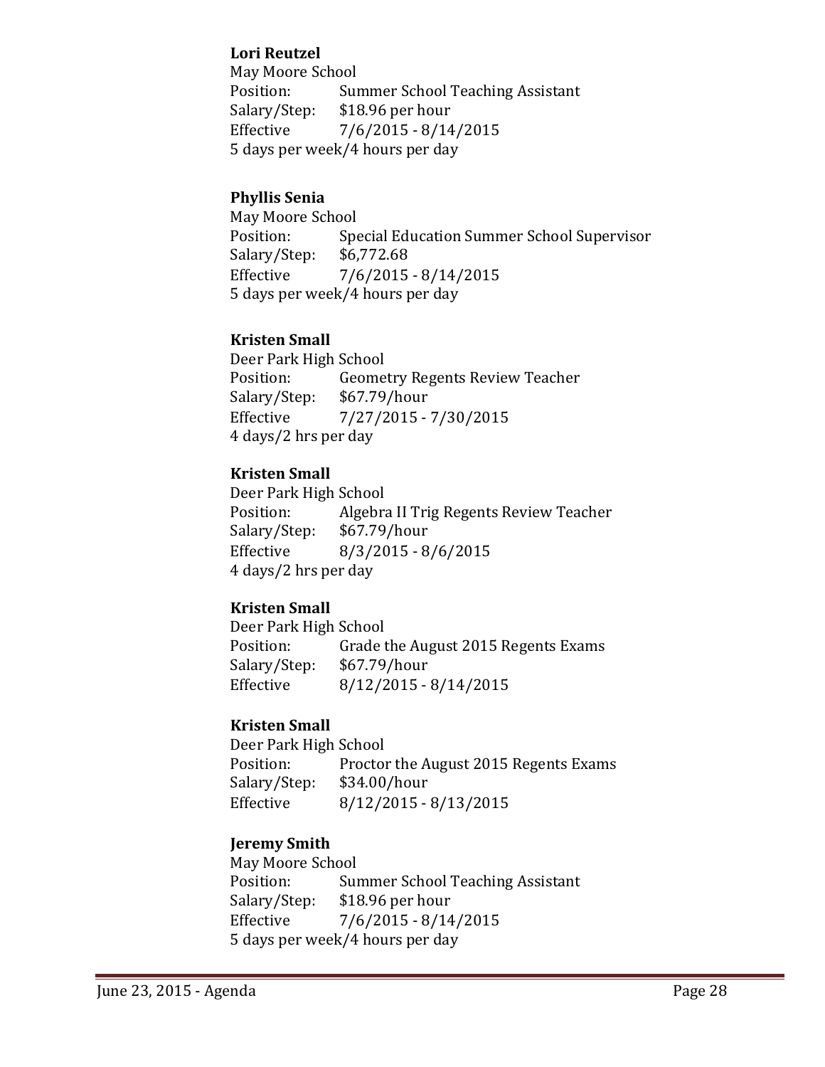**Lori Reutzel**
May Moore School
Position: Summer School Teaching Assistant
Salary/Step: $18.96 per hour
Effective 7/6/2015 - 8/14/2015
5 days per week/4 hours per day

**Phyllis Senia**
May Moore School
Position: Special Education Summer School Supervisor
Salary/Step: $6,772.68
Effective 7/6/2015 - 8/14/2015
5 days per week/4 hours per day

**Kristen Small**
Deer Park High School
Position: Geometry Regents Review Teacher
Salary/Step: $67.79/hour
Effective 7/27/2015 - 7/30/2015
4 days/2 hrs per day

**Kristen Small**
Deer Park High School
Position: Algebra II Trig Regents Review Teacher
Salary/Step: $67.79/hour
Effective 8/3/2015 - 8/6/2015
4 days/2 hrs per day

**Kristen Small**
Deer Park High School
Position: Grade the August 2015 Regents Exams
Salary/Step: $67.79/hour
Effective 8/12/2015 - 8/14/2015

**Kristen Small**
Deer Park High School
Position: Proctor the August 2015 Regents Exams
Salary/Step: $34.00/hour
Effective 8/12/2015 - 8/13/2015

**Jeremy Smith**
May Moore School
Position: Summer School Teaching Assistant
Salary/Step: $18.96 per hour
Effective 7/6/2015 - 8/14/2015
5 days per week/4 hours per day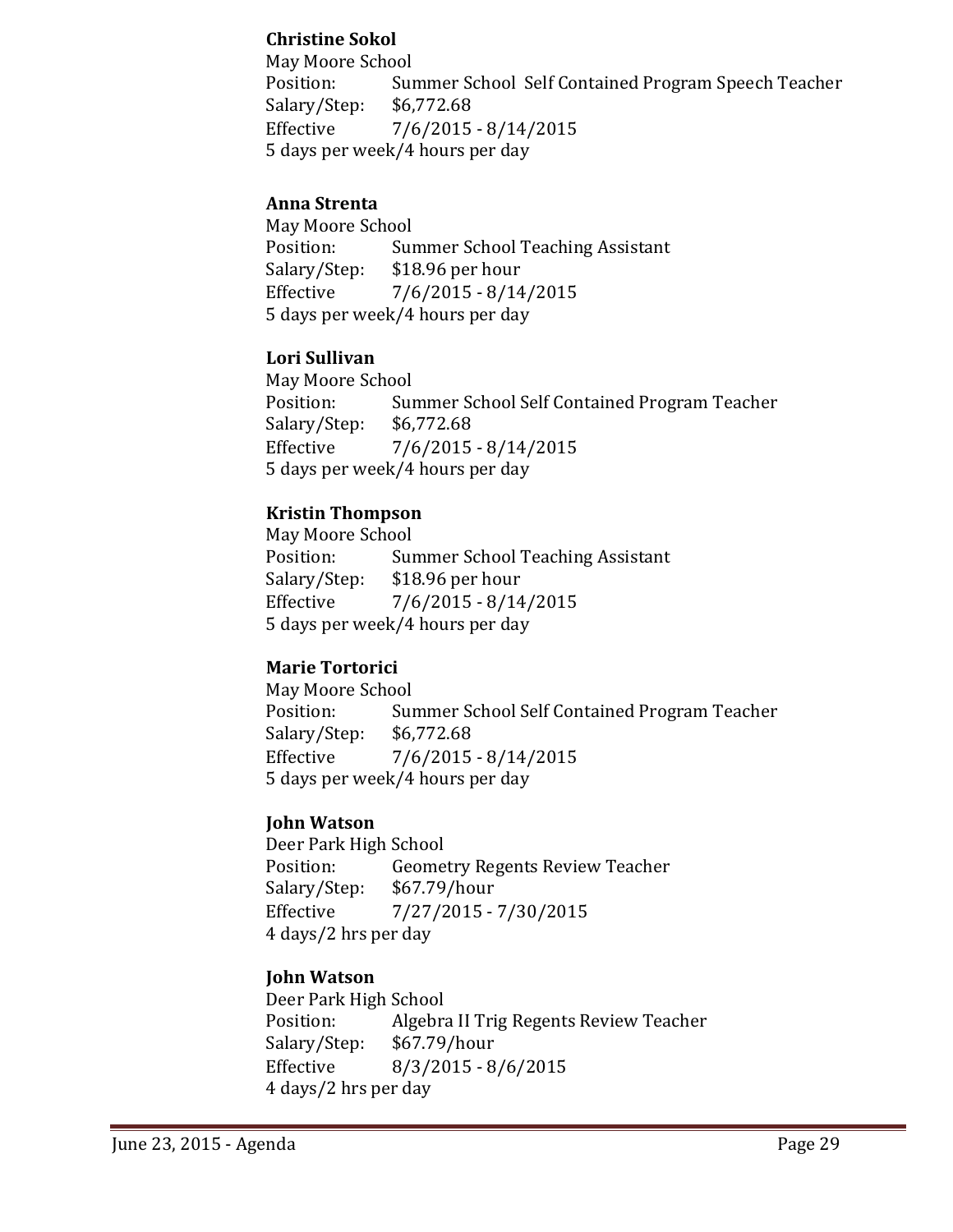**Christine Sokol**
May Moore School
Position: Summer School Self Contained Program Speech Teacher
Salary/Step: $6,772.68
Effective 7/6/2015 - 8/14/2015
5 days per week/4 hours per day

**Anna Strenta**
May Moore School
Position: Summer School Teaching Assistant
Salary/Step: $18.96 per hour
Effective 7/6/2015 - 8/14/2015
5 days per week/4 hours per day

**Lori Sullivan**
May Moore School
Position: Summer School Self Contained Program Teacher
Salary/Step: $6,772.68
Effective 7/6/2015 - 8/14/2015
5 days per week/4 hours per day

**Kristin Thompson**
May Moore School
Position: Summer School Teaching Assistant
Salary/Step: $18.96 per hour
Effective 7/6/2015 - 8/14/2015
5 days per week/4 hours per day

**Marie Tortorici**
May Moore School
Position: Summer School Self Contained Program Teacher
Salary/Step: $6,772.68
Effective 7/6/2015 - 8/14/2015
5 days per week/4 hours per day

**John Watson**
Deer Park High School
Position: Geometry Regents Review Teacher
Salary/Step: $67.79/hour
Effective 7/27/2015 - 7/30/2015
4 days/2 hrs per day

**John Watson**
Deer Park High School
Position: Algebra II Trig Regents Review Teacher
Salary/Step: $67.79/hour
Effective 8/3/2015 - 8/6/2015
4 days/2 hrs per day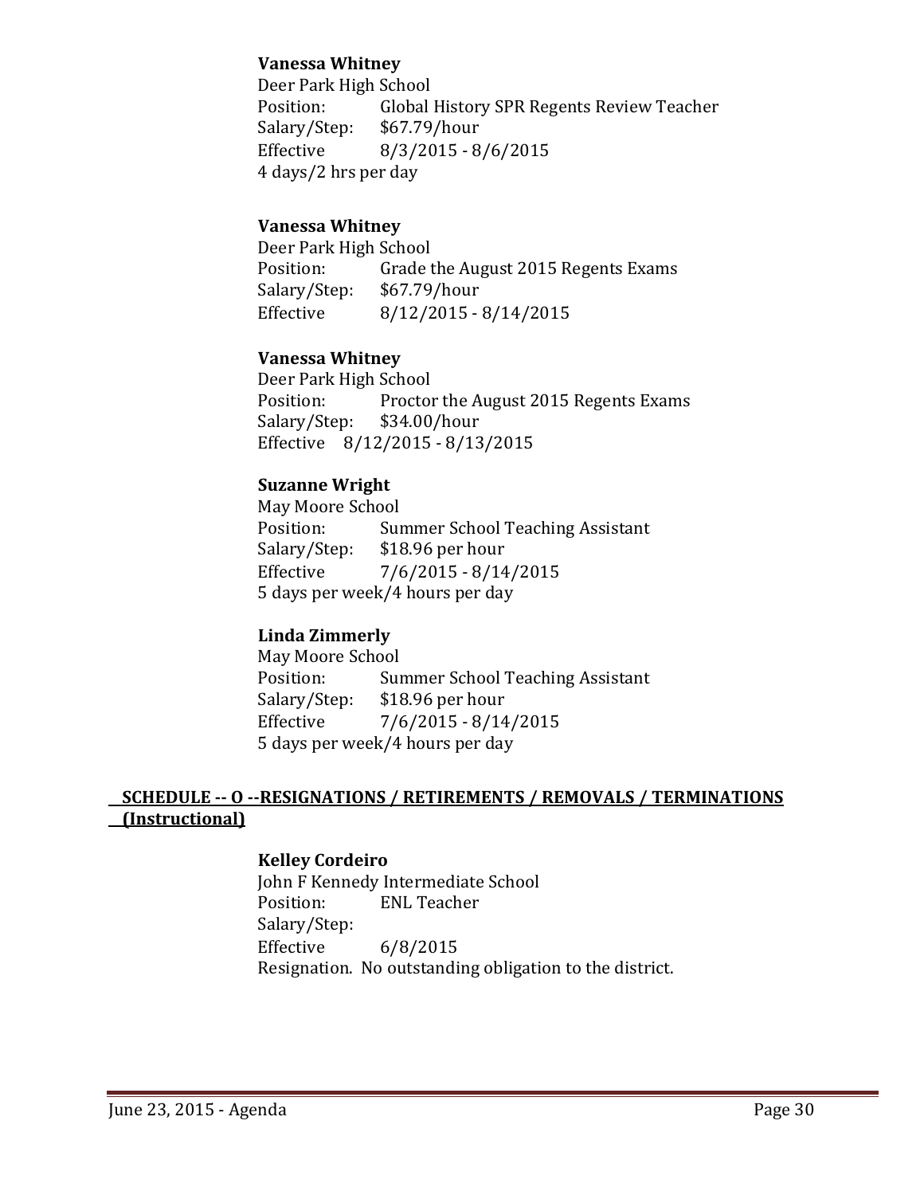**Vanessa Whitney**
Deer Park High School
Position: Global History SPR Regents Review Teacher
Salary/Step: $67.79/hour
Effective 8/3/2015 - 8/6/2015
4 days/2 hrs per day

**Vanessa Whitney**
Deer Park High School
Position: Grade the August 2015 Regents Exams
Salary/Step: $67.79/hour
Effective 8/12/2015 - 8/14/2015

**Vanessa Whitney**
Deer Park High School
Position: Proctor the August 2015 Regents Exams
Salary/Step: $34.00/hour
Effective 8/12/2015 - 8/13/2015

**Suzanne Wright**
May Moore School
Position: Summer School Teaching Assistant
Salary/Step: $18.96 per hour
Effective 7/6/2015 - 8/14/2015
5 days per week/4 hours per day

**Linda Zimmerly**
May Moore School
Position: Summer School Teaching Assistant
Salary/Step: $18.96 per hour
Effective 7/6/2015 - 8/14/2015
5 days per week/4 hours per day

## SCHEDULE -- O --RESIGNATIONS / RETIREMENTS / REMOVALS / TERMINATIONS (Instructional)

**Kelley Cordeiro**
John F Kennedy Intermediate School
Position: ENL Teacher
Salary/Step:
Effective 6/8/2015
Resignation. No outstanding obligation to the district.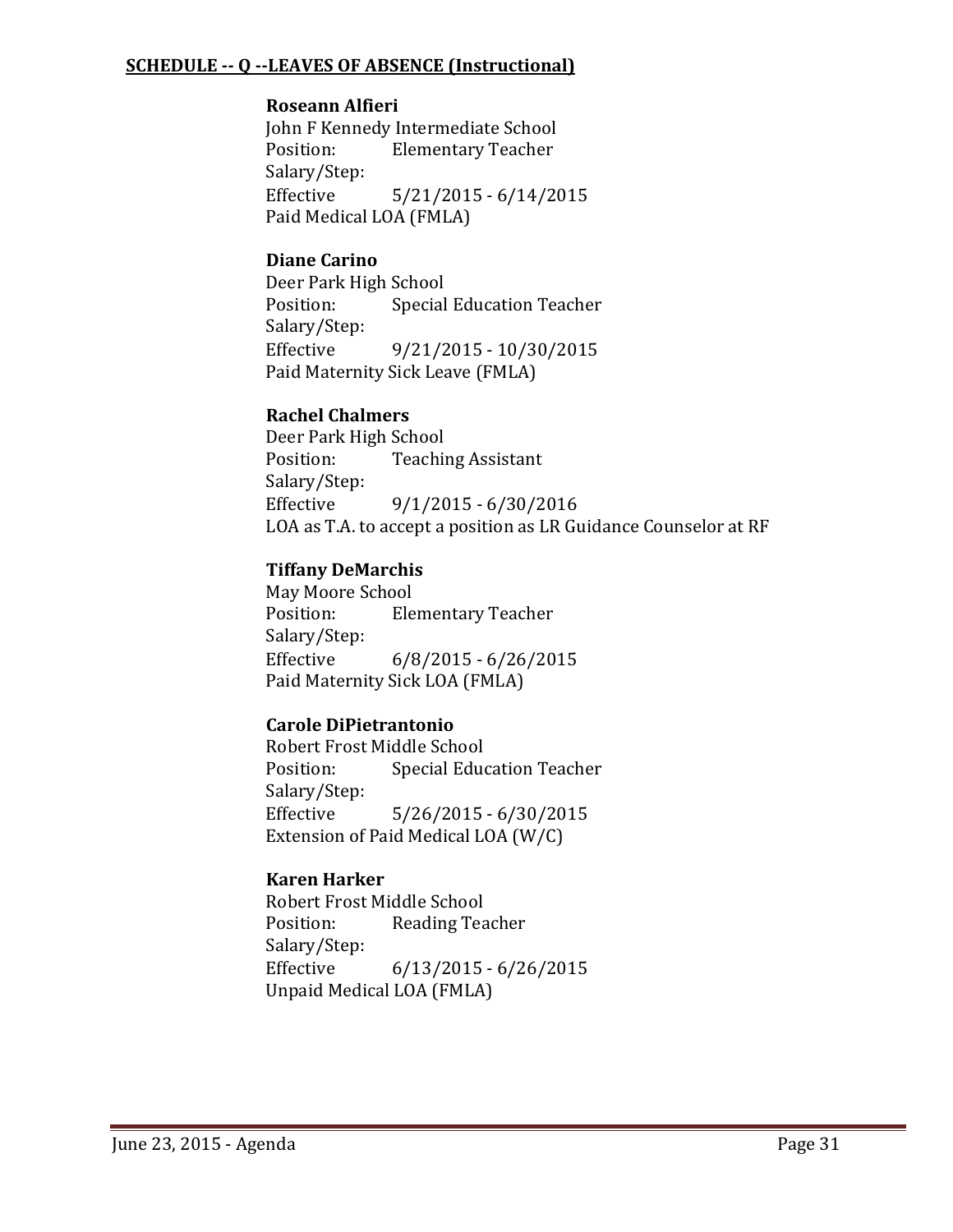**SCHEDULE -- Q --LEAVES OF ABSENCE (Instructional)**

**Roseann Alfieri**
John F Kennedy Intermediate School
Position: Elementary Teacher
Salary/Step:
Effective 5/21/2015 - 6/14/2015
Paid Medical LOA (FMLA)

**Diane Carino**
Deer Park High School
Position: Special Education Teacher
Salary/Step:
Effective 9/21/2015 - 10/30/2015
Paid Maternity Sick Leave (FMLA)

**Rachel Chalmers**
Deer Park High School
Position: Teaching Assistant
Salary/Step:
Effective 9/1/2015 - 6/30/2016
LOA as T.A. to accept a position as LR Guidance Counselor at RF

**Tiffany DeMarchis**
May Moore School
Position: Elementary Teacher
Salary/Step:
Effective 6/8/2015 - 6/26/2015
Paid Maternity Sick LOA (FMLA)

**Carole DiPietrantonio**
Robert Frost Middle School
Position: Special Education Teacher
Salary/Step:
Effective 5/26/2015 - 6/30/2015
Extension of Paid Medical LOA (W/C)

**Karen Harker**
Robert Frost Middle School
Position: Reading Teacher
Salary/Step:
Effective 6/13/2015 - 6/26/2015
Unpaid Medical LOA (FMLA)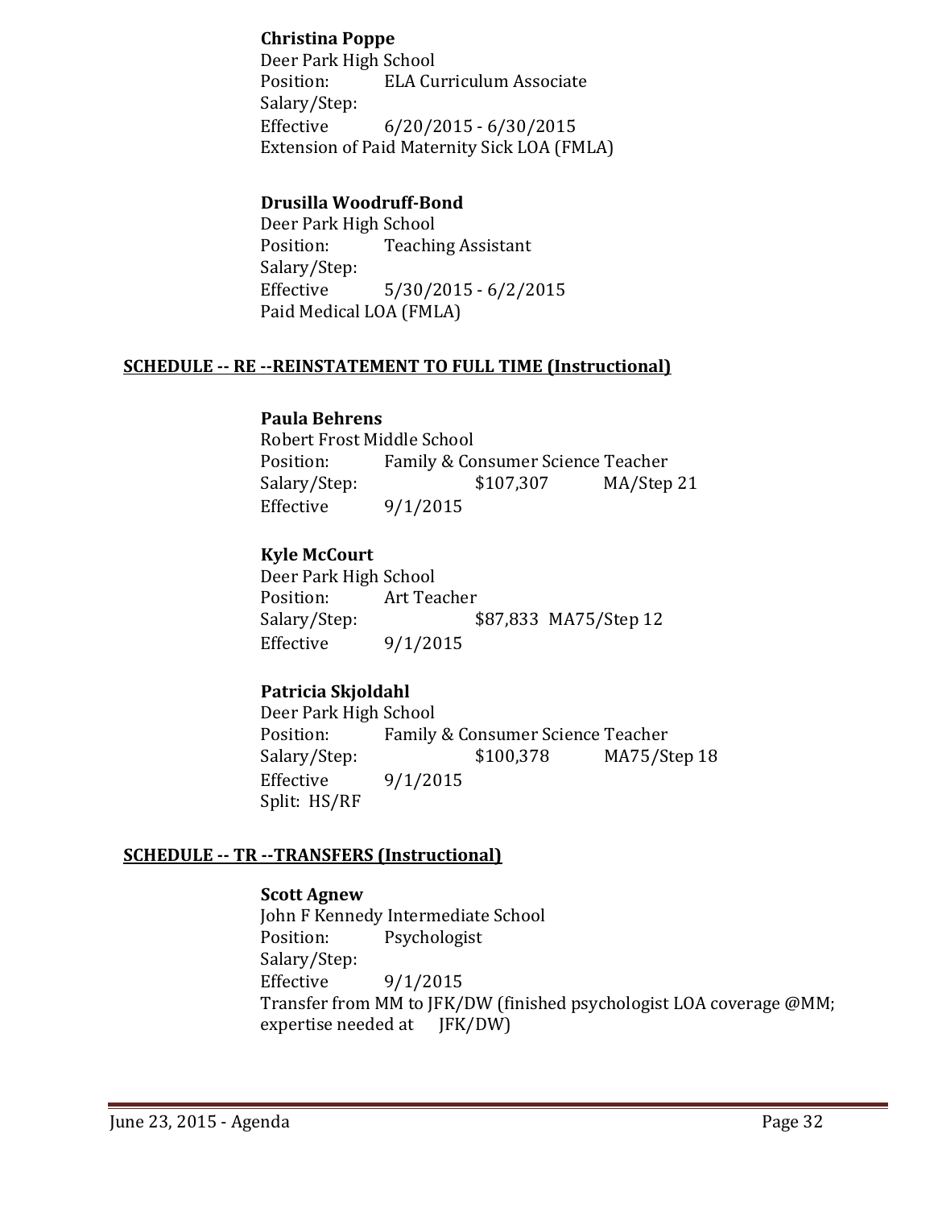**Christina Poppe**
Deer Park High School
Position: ELA Curriculum Associate
Salary/Step:
Effective 6/20/2015 - 6/30/2015
Extension of Paid Maternity Sick LOA (FMLA)

**Drusilla Woodruff-Bond**
Deer Park High School
Position: Teaching Assistant
Salary/Step:
Effective 5/30/2015 - 6/2/2015
Paid Medical LOA (FMLA)

## SCHEDULE -- RE --REINSTATEMENT TO FULL TIME (Instructional)

**Paula Behrens**
Robert Frost Middle School
Position: Family & Consumer Science Teacher
Salary/Step: $107,307 MA/Step 21
Effective 9/1/2015

**Kyle McCourt**
Deer Park High School
Position: Art Teacher
Salary/Step: $87,833 MA75/Step 12
Effective 9/1/2015

**Patricia Skjoldahl**
Deer Park High School
Position: Family & Consumer Science Teacher
Salary/Step: $100,378 MA75/Step 18
Effective 9/1/2015
Split: HS/RF

## SCHEDULE -- TR --TRANSFERS (Instructional)

**Scott Agnew**
John F Kennedy Intermediate School
Position: Psychologist
Salary/Step:
Effective 9/1/2015
Transfer from MM to JFK/DW (finished psychologist LOA coverage @MM; expertise needed at JFK/DW)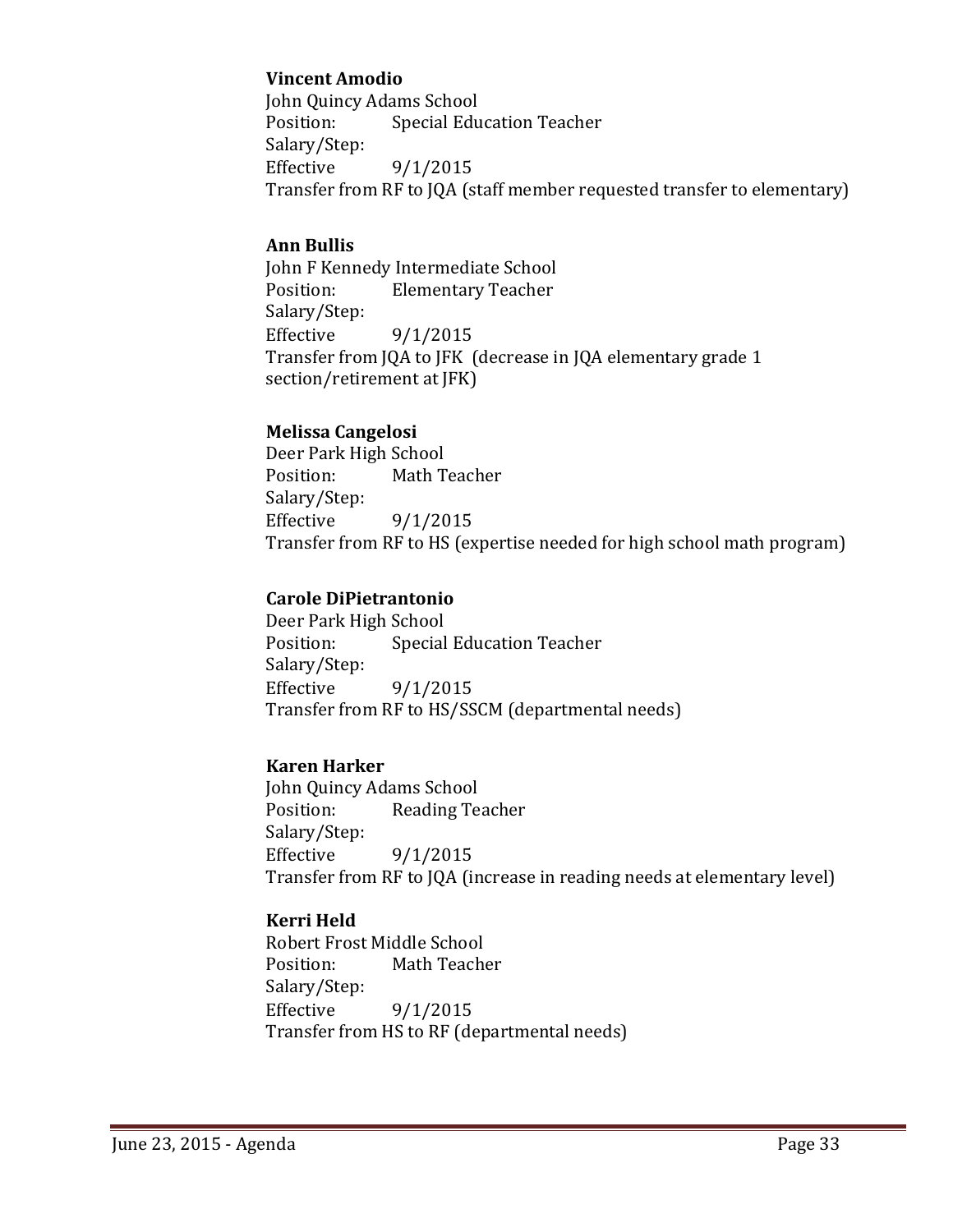**Vincent Amodio**
John Quincy Adams School
Position: Special Education Teacher
Salary/Step:
Effective 9/1/2015
Transfer from RF to JQA (staff member requested transfer to elementary)

**Ann Bullis**
John F Kennedy Intermediate School
Position: Elementary Teacher
Salary/Step:
Effective 9/1/2015
Transfer from JQA to JFK (decrease in JQA elementary grade 1 section/retirement at JFK)

**Melissa Cangelosi**
Deer Park High School
Position: Math Teacher
Salary/Step:
Effective 9/1/2015
Transfer from RF to HS (expertise needed for high school math program)

**Carole DiPietrantonio**
Deer Park High School
Position: Special Education Teacher
Salary/Step:
Effective 9/1/2015
Transfer from RF to HS/SSCM (departmental needs)

**Karen Harker**
John Quincy Adams School
Position: Reading Teacher
Salary/Step:
Effective 9/1/2015
Transfer from RF to JQA (increase in reading needs at elementary level)

**Kerri Held**
Robert Frost Middle School
Position: Math Teacher
Salary/Step:
Effective 9/1/2015
Transfer from HS to RF (departmental needs)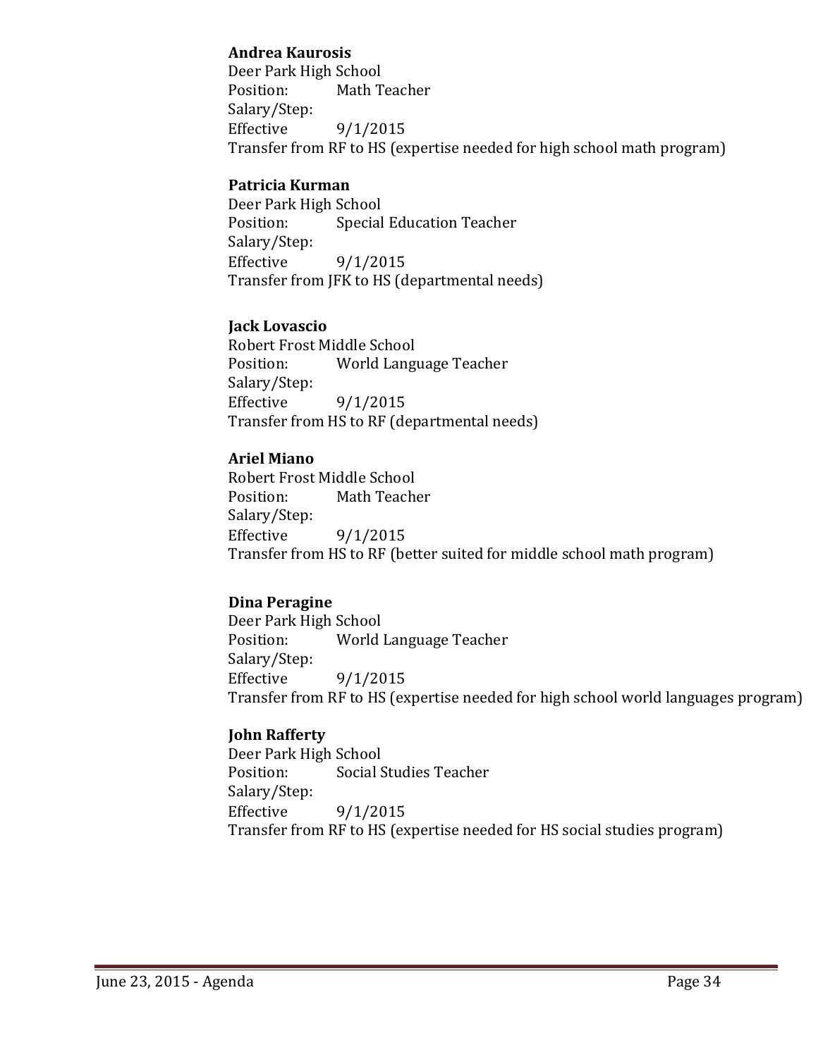**Andrea Kaurosis**
Deer Park High School
Position: Math Teacher
Salary/Step:
Effective 9/1/2015
Transfer from RF to HS (expertise needed for high school math program)

**Patricia Kurman**
Deer Park High School
Position: Special Education Teacher
Salary/Step:
Effective 9/1/2015
Transfer from JFK to HS (departmental needs)

**Jack Lovascio**
Robert Frost Middle School
Position: World Language Teacher
Salary/Step:
Effective 9/1/2015
Transfer from HS to RF (departmental needs)

**Ariel Miano**
Robert Frost Middle School
Position: Math Teacher
Salary/Step:
Effective 9/1/2015
Transfer from HS to RF (better suited for middle school math program)

**Dina Peragine**
Deer Park High School
Position: World Language Teacher
Salary/Step:
Effective 9/1/2015
Transfer from RF to HS (expertise needed for high school world languages program)

**John Rafferty**
Deer Park High School
Position: Social Studies Teacher
Salary/Step:
Effective 9/1/2015
Transfer from RF to HS (expertise needed for HS social studies program)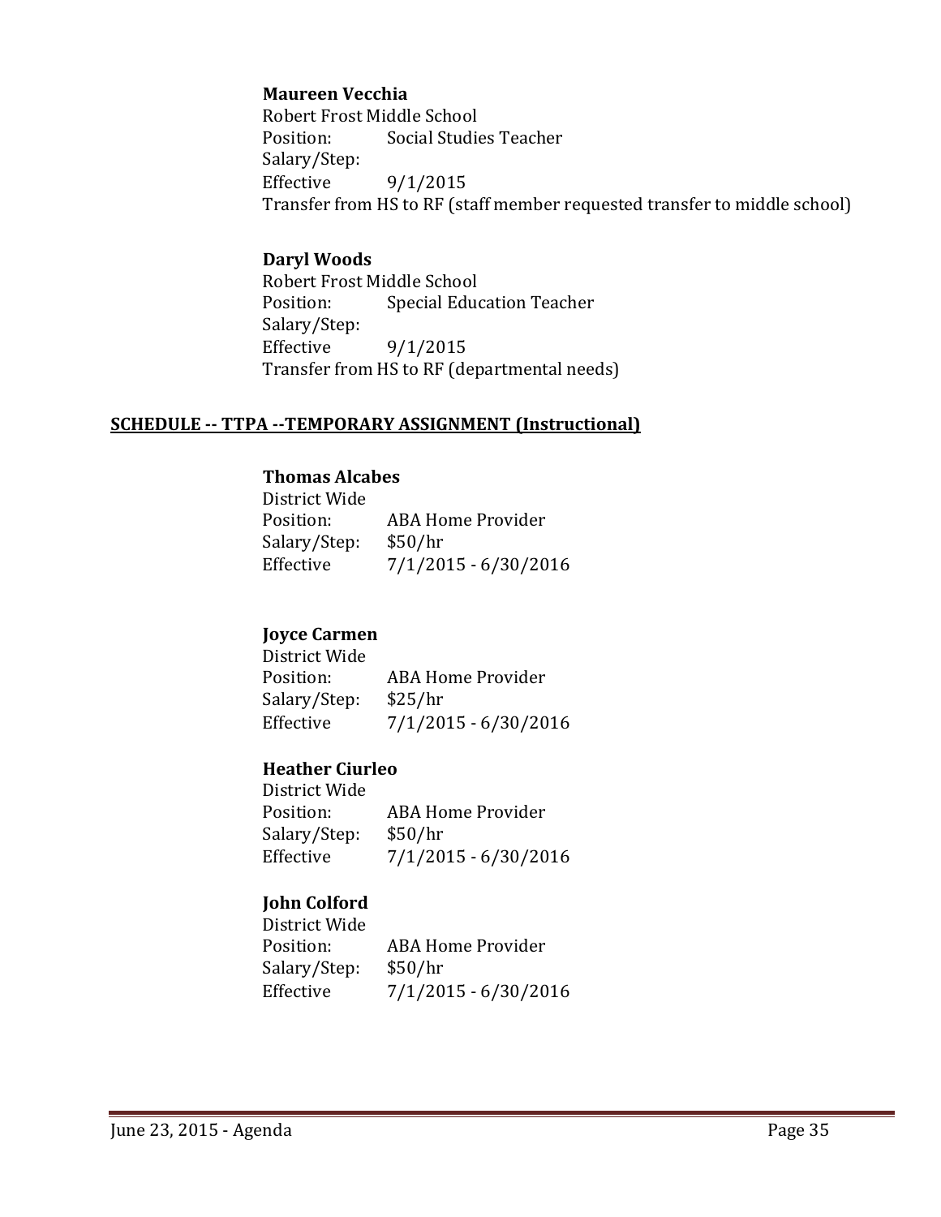**Maureen Vecchia**
Robert Frost Middle School
Position: Social Studies Teacher
Salary/Step:
Effective 9/1/2015
Transfer from HS to RF (staff member requested transfer to middle school)

**Daryl Woods**
Robert Frost Middle School
Position: Special Education Teacher
Salary/Step:
Effective 9/1/2015
Transfer from HS to RF (departmental needs)

## SCHEDULE -- TTPA --TEMPORARY ASSIGNMENT (Instructional)

**Thomas Alcabes**
District Wide
Position: ABA Home Provider
Salary/Step: $50/hr
Effective 7/1/2015 - 6/30/2016

**Joyce Carmen**
District Wide
Position: ABA Home Provider
Salary/Step: $25/hr
Effective 7/1/2015 - 6/30/2016

**Heather Ciurleo**
District Wide
Position: ABA Home Provider
Salary/Step: $50/hr
Effective 7/1/2015 - 6/30/2016

**John Colford**
District Wide
Position: ABA Home Provider
Salary/Step: $50/hr
Effective 7/1/2015 - 6/30/2016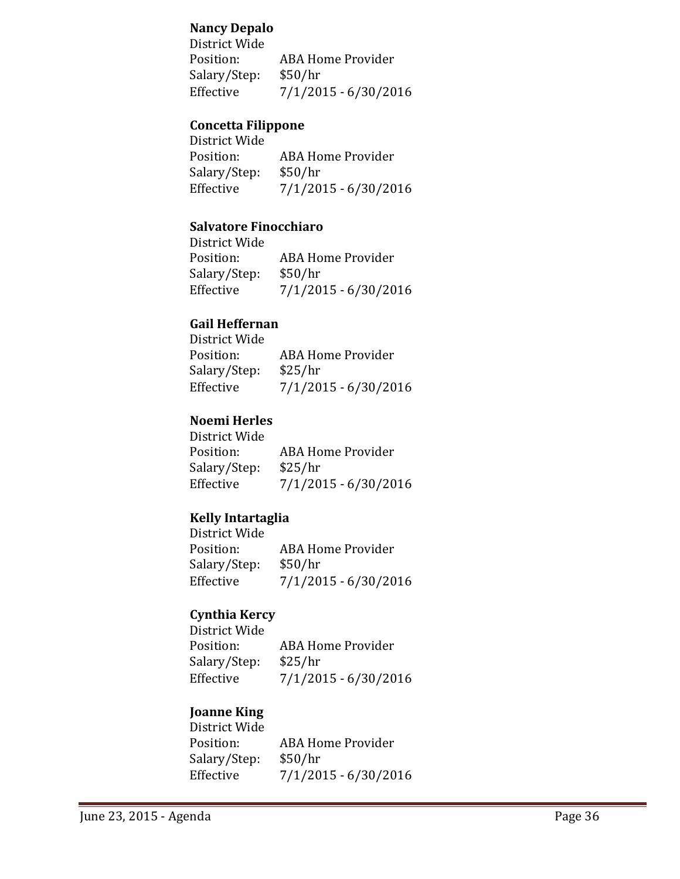**Nancy Depalo**

District Wide
Position: ABA Home Provider
Salary/Step: $50/hr
Effective 7/1/2015 - 6/30/2016

**Concetta Filippone**

District Wide
Position: ABA Home Provider
Salary/Step: $50/hr
Effective 7/1/2015 - 6/30/2016

**Salvatore Finocchiaro**

District Wide
Position: ABA Home Provider
Salary/Step: $50/hr
Effective 7/1/2015 - 6/30/2016

**Gail Heffernan**

District Wide
Position: ABA Home Provider
Salary/Step: $25/hr
Effective 7/1/2015 - 6/30/2016

**Noemi Herles**

District Wide
Position: ABA Home Provider
Salary/Step: $25/hr
Effective 7/1/2015 - 6/30/2016

**Kelly Intartaglia**

District Wide
Position: ABA Home Provider
Salary/Step: $50/hr
Effective 7/1/2015 - 6/30/2016

**Cynthia Kercy**

District Wide
Position: ABA Home Provider
Salary/Step: $25/hr
Effective 7/1/2015 - 6/30/2016

**Joanne King**

District Wide
Position: ABA Home Provider
Salary/Step: $50/hr
Effective 7/1/2015 - 6/30/2016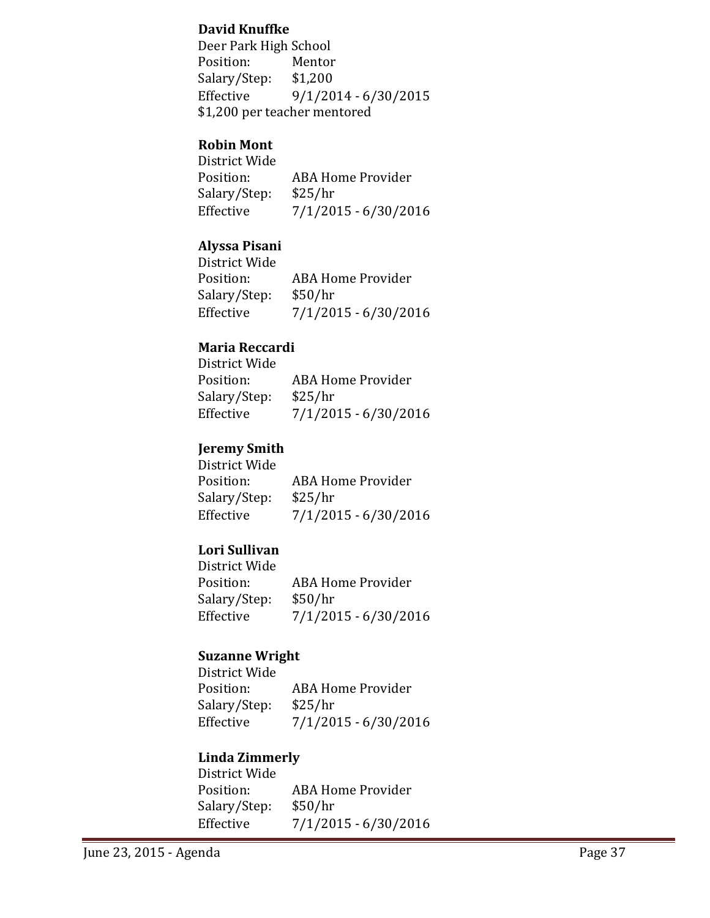**David Knuffke**
Deer Park High School
Position: Mentor
Salary/Step: $1,200
Effective 9/1/2014 - 6/30/2015
$1,200 per teacher mentored

**Robin Mont**
District Wide
Position: ABA Home Provider
Salary/Step: $25/hr
Effective 7/1/2015 - 6/30/2016

**Alyssa Pisani**
District Wide
Position: ABA Home Provider
Salary/Step: $50/hr
Effective 7/1/2015 - 6/30/2016

**Maria Reccardi**
District Wide
Position: ABA Home Provider
Salary/Step: $25/hr
Effective 7/1/2015 - 6/30/2016

**Jeremy Smith**
District Wide
Position: ABA Home Provider
Salary/Step: $25/hr
Effective 7/1/2015 - 6/30/2016

**Lori Sullivan**
District Wide
Position: ABA Home Provider
Salary/Step: $50/hr
Effective 7/1/2015 - 6/30/2016

**Suzanne Wright**
District Wide
Position: ABA Home Provider
Salary/Step: $25/hr
Effective 7/1/2015 - 6/30/2016

**Linda Zimmerly**
District Wide
Position: ABA Home Provider
Salary/Step: $50/hr
Effective 7/1/2015 - 6/30/2016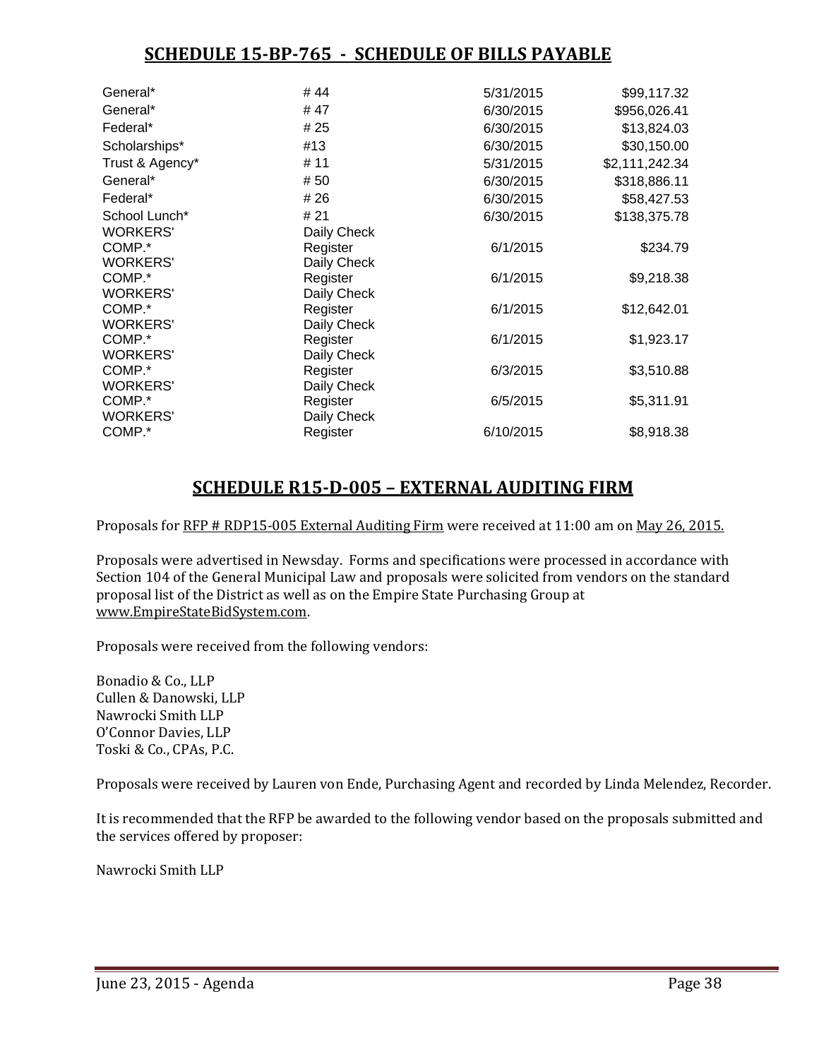## SCHEDULE 15-BP-765 - SCHEDULE OF BILLS PAYABLE

| | | | |
|---|---|---|---|
| General* | # 44 | 5/31/2015 | $99,117.32 |
| General* | # 47 | 6/30/2015 | $956,026.41 |
| Federal* | # 25 | 6/30/2015 | $13,824.03 |
| Scholarships* | #13 | 6/30/2015 | $30,150.00 |
| Trust & Agency* | # 11 | 5/31/2015 | $2,111,242.34 |
| General* | # 50 | 6/30/2015 | $318,886.11 |
| Federal* | # 26 | 6/30/2015 | $58,427.53 |
| School Lunch* | # 21 | 6/30/2015 | $138,375.78 |
| WORKERS' COMP.* | Daily Check Register | 6/1/2015 | $234.79 |
| WORKERS' COMP.* | Daily Check Register | 6/1/2015 | $9,218.38 |
| WORKERS' COMP.* | Daily Check Register | 6/1/2015 | $12,642.01 |
| WORKERS' COMP.* | Daily Check Register | 6/1/2015 | $1,923.17 |
| WORKERS' COMP.* | Daily Check Register | 6/3/2015 | $3,510.88 |
| WORKERS' COMP.* | Daily Check Register | 6/5/2015 | $5,311.91 |
| WORKERS' COMP.* | Daily Check Register | 6/10/2015 | $8,918.38 |

## SCHEDULE R15-D-005 – EXTERNAL AUDITING FIRM

Proposals for RFP # RDP15-005 External Auditing Firm were received at 11:00 am on May 26, 2015.

Proposals were advertised in Newsday. Forms and specifications were processed in accordance with Section 104 of the General Municipal Law and proposals were solicited from vendors on the standard proposal list of the District as well as on the Empire State Purchasing Group at www.EmpireStateBidSystem.com.

Proposals were received from the following vendors:

Bonadio & Co., LLP
Cullen & Danowski, LLP
Nawrocki Smith LLP
O'Connor Davies, LLP
Toski & Co., CPAs, P.C.

Proposals were received by Lauren von Ende, Purchasing Agent and recorded by Linda Melendez, Recorder.

It is recommended that the RFP be awarded to the following vendor based on the proposals submitted and the services offered by proposer:

Nawrocki Smith LLP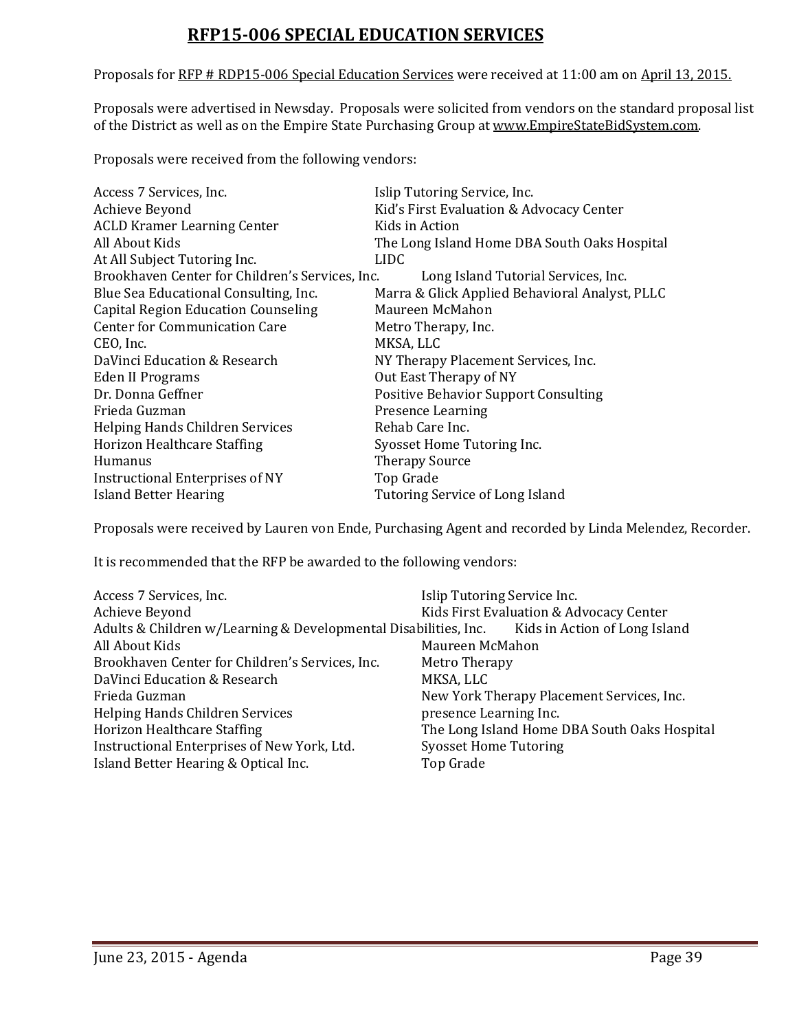# RFP15-006 SPECIAL EDUCATION SERVICES

Proposals for RFP # RDP15-006 Special Education Services were received at 11:00 am on April 13, 2015.

Proposals were advertised in Newsday. Proposals were solicited from vendors on the standard proposal list of the District as well as on the Empire State Purchasing Group at www.EmpireStateBidSystem.com.

Proposals were received from the following vendors:

Access 7 Services, Inc.
Achieve Beyond
ACLD Kramer Learning Center
All About Kids
At All Subject Tutoring Inc.
Brookhaven Center for Children's Services, Inc.
Blue Sea Educational Consulting, Inc.
Capital Region Education Counseling
Center for Communication Care
CEO, Inc.
DaVinci Education & Research
Eden II Programs
Dr. Donna Geffner
Frieda Guzman
Helping Hands Children Services
Horizon Healthcare Staffing
Humanus
Instructional Enterprises of NY
Island Better Hearing
Islip Tutoring Service, Inc.
Kid's First Evaluation & Advocacy Center
Kids in Action
The Long Island Home DBA South Oaks Hospital
LIDC
Long Island Tutorial Services, Inc.
Marra & Glick Applied Behavioral Analyst, PLLC
Maureen McMahon
Metro Therapy, Inc.
MKSA, LLC
NY Therapy Placement Services, Inc.
Out East Therapy of NY
Positive Behavior Support Consulting
Presence Learning
Rehab Care Inc.
Syosset Home Tutoring Inc.
Therapy Source
Top Grade
Tutoring Service of Long Island

Proposals were received by Lauren von Ende, Purchasing Agent and recorded by Linda Melendez, Recorder.

It is recommended that the RFP be awarded to the following vendors:

Access 7 Services, Inc.
Achieve Beyond
Adults & Children w/Learning & Developmental Disabilities, Inc.
All About Kids
Brookhaven Center for Children's Services, Inc.
DaVinci Education & Research
Frieda Guzman
Helping Hands Children Services
Horizon Healthcare Staffing
Instructional Enterprises of New York, Ltd.
Island Better Hearing & Optical Inc.
Islip Tutoring Service Inc.
Kids First Evaluation & Advocacy Center
Kids in Action of Long Island
Maureen McMahon
Metro Therapy
MKSA, LLC
New York Therapy Placement Services, Inc.
presence Learning Inc.
The Long Island Home DBA South Oaks Hospital
Syosset Home Tutoring
Top Grade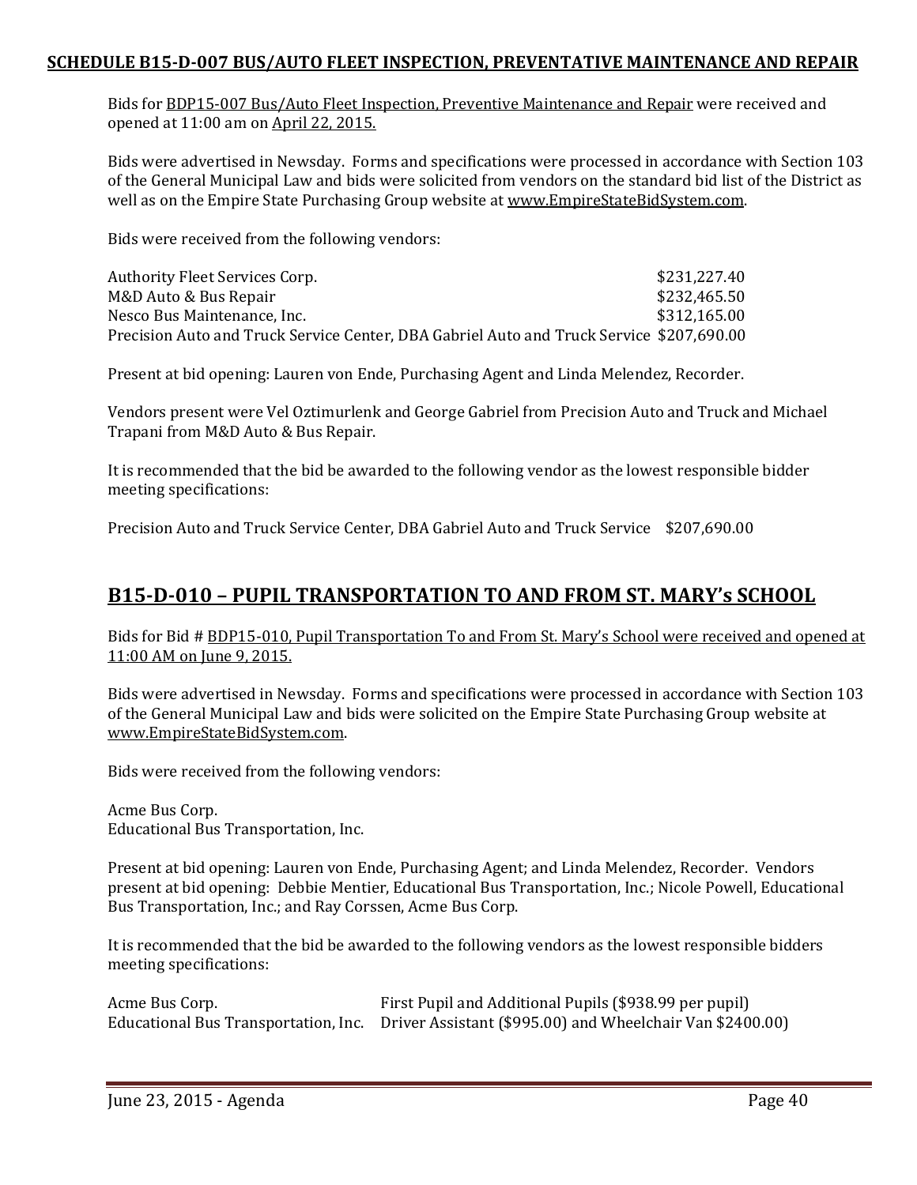## SCHEDULE B15-D-007 BUS/AUTO FLEET INSPECTION, PREVENTATIVE MAINTENANCE AND REPAIR

Bids for BDP15-007 Bus/Auto Fleet Inspection, Preventive Maintenance and Repair were received and opened at 11:00 am on April 22, 2015.

Bids were advertised in Newsday. Forms and specifications were processed in accordance with Section 103 of the General Municipal Law and bids were solicited from vendors on the standard bid list of the District as well as on the Empire State Purchasing Group website at www.EmpireStateBidSystem.com.

Bids were received from the following vendors:

| Vendor | Amount |
|---|---|
| Authority Fleet Services Corp. | $231,227.40 |
| M&D Auto & Bus Repair | $232,465.50 |
| Nesco Bus Maintenance, Inc. | $312,165.00 |
| Precision Auto and Truck Service Center, DBA Gabriel Auto and Truck Service | $207,690.00 |

Present at bid opening: Lauren von Ende, Purchasing Agent and Linda Melendez, Recorder.

Vendors present were Vel Oztimurlenk and George Gabriel from Precision Auto and Truck and Michael Trapani from M&D Auto & Bus Repair.

It is recommended that the bid be awarded to the following vendor as the lowest responsible bidder meeting specifications:

Precision Auto and Truck Service Center, DBA Gabriel Auto and Truck Service $207,690.00

## B15-D-010 – PUPIL TRANSPORTATION TO AND FROM ST. MARY's SCHOOL

Bids for Bid # BDP15-010, Pupil Transportation To and From St. Mary's School were received and opened at 11:00 AM on June 9, 2015.

Bids were advertised in Newsday. Forms and specifications were processed in accordance with Section 103 of the General Municipal Law and bids were solicited on the Empire State Purchasing Group website at www.EmpireStateBidSystem.com.

Bids were received from the following vendors:

Acme Bus Corp.
Educational Bus Transportation, Inc.

Present at bid opening: Lauren von Ende, Purchasing Agent; and Linda Melendez, Recorder. Vendors present at bid opening: Debbie Mentier, Educational Bus Transportation, Inc.; Nicole Powell, Educational Bus Transportation, Inc.; and Ray Corssen, Acme Bus Corp.

It is recommended that the bid be awarded to the following vendors as the lowest responsible bidders meeting specifications:

| Vendor | Award |
|---|---|
| Acme Bus Corp. | First Pupil and Additional Pupils ($938.99 per pupil) |
| Educational Bus Transportation, Inc. | Driver Assistant ($995.00) and Wheelchair Van $2400.00) |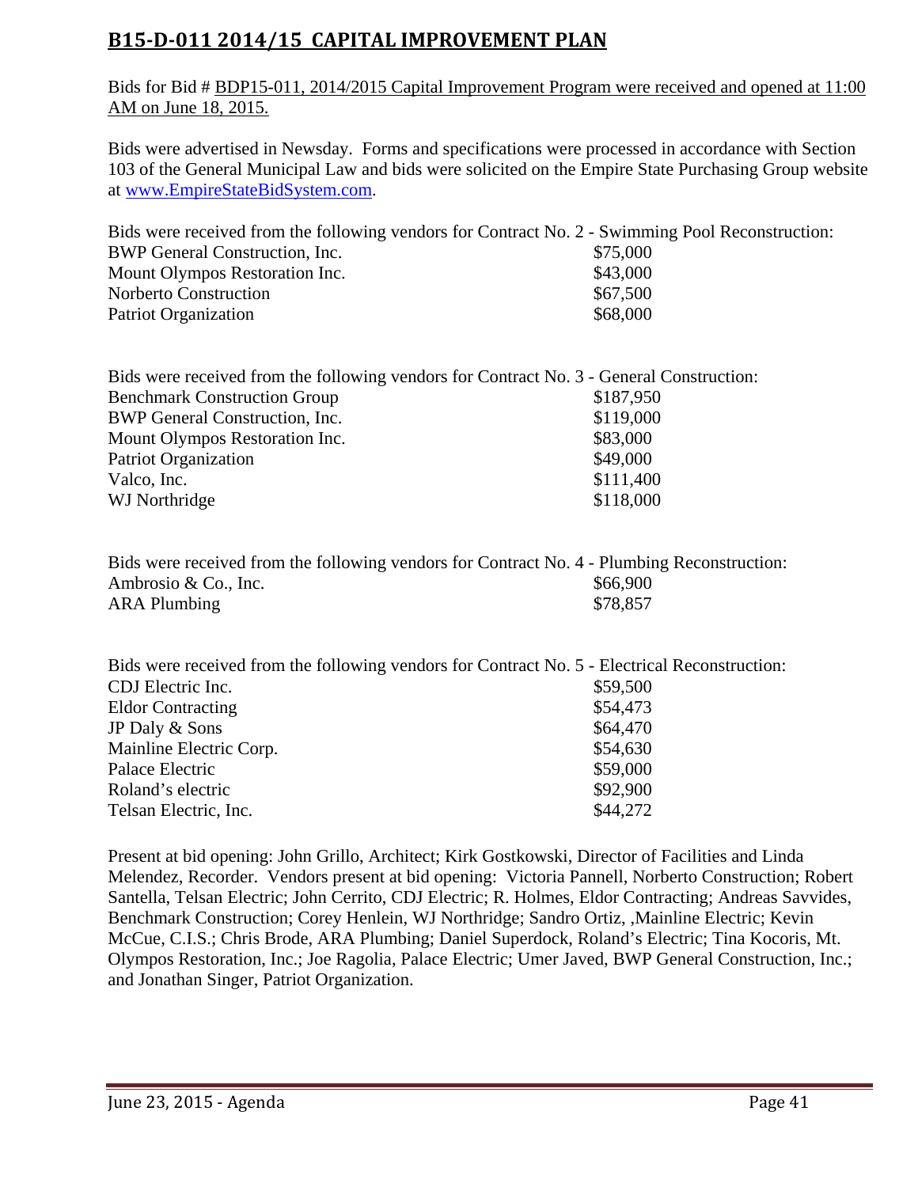## B15-D-011 2014/15 CAPITAL IMPROVEMENT PLAN

Bids for Bid # BDP15-011, 2014/2015 Capital Improvement Program were received and opened at 11:00 AM on June 18, 2015.

Bids were advertised in Newsday. Forms and specifications were processed in accordance with Section 103 of the General Municipal Law and bids were solicited on the Empire State Purchasing Group website at www.EmpireStateBidSystem.com.

Bids were received from the following vendors for Contract No. 2 - Swimming Pool Reconstruction:

| | |
|---|---|
| BWP General Construction, Inc. | $75,000 |
| Mount Olympos Restoration Inc. | $43,000 |
| Norberto Construction | $67,500 |
| Patriot Organization | $68,000 |

Bids were received from the following vendors for Contract No. 3 - General Construction:

| | |
|---|---|
| Benchmark Construction Group | $187,950 |
| BWP General Construction, Inc. | $119,000 |
| Mount Olympos Restoration Inc. | $83,000 |
| Patriot Organization | $49,000 |
| Valco, Inc. | $111,400 |
| WJ Northridge | $118,000 |

Bids were received from the following vendors for Contract No. 4 - Plumbing Reconstruction:

| | |
|---|---|
| Ambrosio & Co., Inc. | $66,900 |
| ARA Plumbing | $78,857 |

Bids were received from the following vendors for Contract No. 5 - Electrical Reconstruction:

| | |
|---|---|
| CDJ Electric Inc. | $59,500 |
| Eldor Contracting | $54,473 |
| JP Daly & Sons | $64,470 |
| Mainline Electric Corp. | $54,630 |
| Palace Electric | $59,000 |
| Roland's electric | $92,900 |
| Telsan Electric, Inc. | $44,272 |

Present at bid opening: John Grillo, Architect; Kirk Gostkowski, Director of Facilities and Linda Melendez, Recorder. Vendors present at bid opening: Victoria Pannell, Norberto Construction; Robert Santella, Telsan Electric; John Cerrito, CDJ Electric; R. Holmes, Eldor Contracting; Andreas Savvides, Benchmark Construction; Corey Henlein, WJ Northridge; Sandro Ortiz, ,Mainline Electric; Kevin McCue, C.I.S.; Chris Brode, ARA Plumbing; Daniel Superdock, Roland's Electric; Tina Kocoris, Mt. Olympos Restoration, Inc.; Joe Ragolia, Palace Electric; Umer Javed, BWP General Construction, Inc.; and Jonathan Singer, Patriot Organization.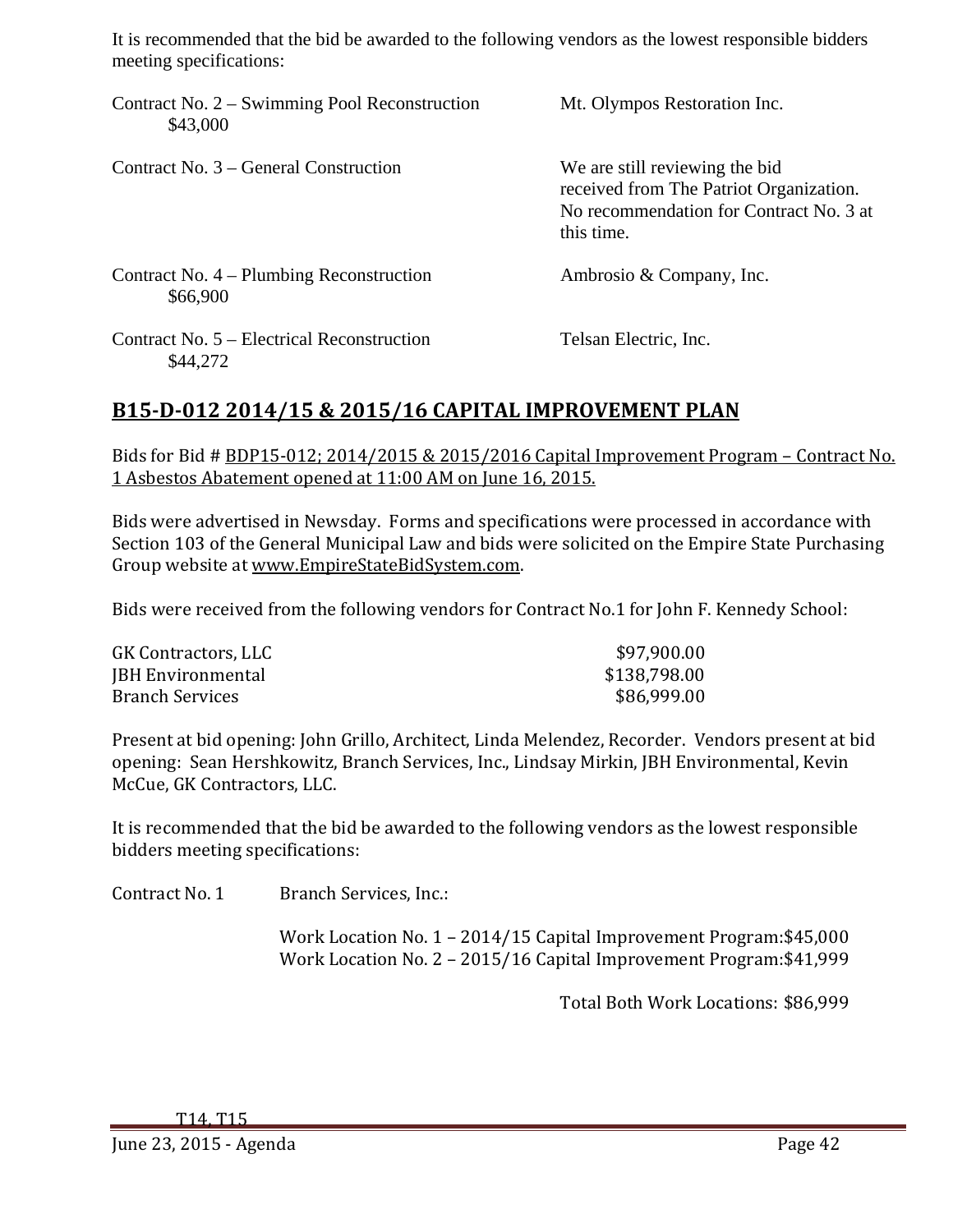It is recommended that the bid be awarded to the following vendors as the lowest responsible bidders meeting specifications:

| | |
|---|---|
| Contract No. 2 – Swimming Pool Reconstruction $43,000 | Mt. Olympos Restoration Inc. |
| Contract No. 3 – General Construction | We are still reviewing the bid received from The Patriot Organization. No recommendation for Contract No. 3 at this time. |
| Contract No. 4 – Plumbing Reconstruction $66,900 | Ambrosio & Company, Inc. |
| Contract No. 5 – Electrical Reconstruction $44,272 | Telsan Electric, Inc. |

## B15-D-012 2014/15 & 2015/16 CAPITAL IMPROVEMENT PLAN

Bids for Bid # BDP15-012; 2014/2015 & 2015/2016 Capital Improvement Program – Contract No. 1 Asbestos Abatement opened at 11:00 AM on June 16, 2015.

Bids were advertised in Newsday. Forms and specifications were processed in accordance with Section 103 of the General Municipal Law and bids were solicited on the Empire State Purchasing Group website at www.EmpireStateBidSystem.com.

Bids were received from the following vendors for Contract No.1 for John F. Kennedy School:

| | |
|---|---|
| GK Contractors, LLC | $97,900.00 |
| JBH Environmental | $138,798.00 |
| Branch Services | $86,999.00 |

Present at bid opening: John Grillo, Architect, Linda Melendez, Recorder. Vendors present at bid opening: Sean Hershkowitz, Branch Services, Inc., Lindsay Mirkin, JBH Environmental, Kevin McCue, GK Contractors, LLC.

It is recommended that the bid be awarded to the following vendors as the lowest responsible bidders meeting specifications:

Contract No. 1 Branch Services, Inc.:

Work Location No. 1 – 2014/15 Capital Improvement Program:$45,000
Work Location No. 2 – 2015/16 Capital Improvement Program:$41,999

Total Both Work Locations: $86,999

T14, T15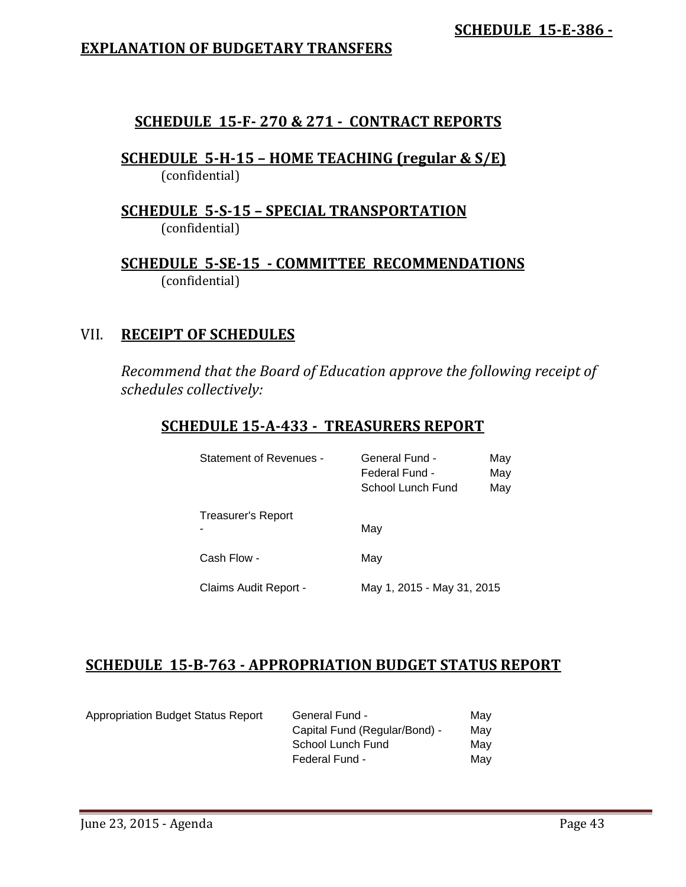**SCHEDULE 15-E-386 -**

**EXPLANATION OF BUDGETARY TRANSFERS**

**SCHEDULE 15-F- 270 & 271 - CONTRACT REPORTS**

**SCHEDULE 5-H-15 – HOME TEACHING (regular & S/E)**
(confidential)

**SCHEDULE 5-S-15 – SPECIAL TRANSPORTATION**
(confidential)

**SCHEDULE 5-SE-15 - COMMITTEE RECOMMENDATIONS**
(confidential)

## VII. RECEIPT OF SCHEDULES

*Recommend that the Board of Education approve the following receipt of schedules collectively:*

**SCHEDULE 15-A-433 - TREASURERS REPORT**

| | | |
|---|---|---|
| Statement of Revenues - | General Fund - | May |
| | Federal Fund - | May |
| | School Lunch Fund | May |
| Treasurer's Report - | May | |
| Cash Flow - | May | |
| Claims Audit Report - | May 1, 2015 - May 31, 2015 | |

**SCHEDULE 15-B-763 - APPROPRIATION BUDGET STATUS REPORT**

| | | |
|---|---|---|
| Appropriation Budget Status Report | General Fund - | May |
| | Capital Fund (Regular/Bond) - | May |
| | School Lunch Fund | May |
| | Federal Fund - | May |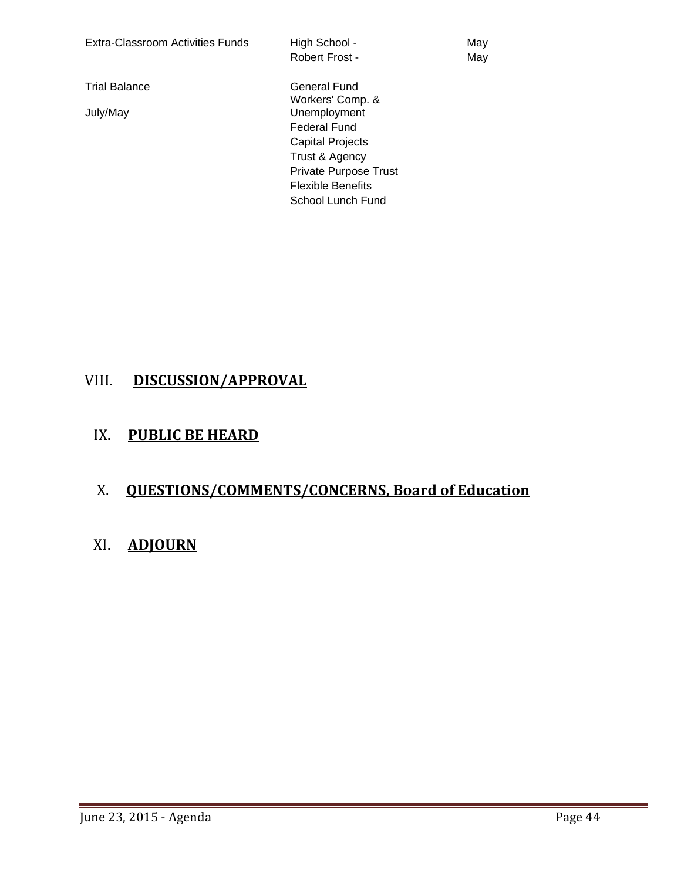| | | |
|---|---|---|
| Extra-Classroom Activities Funds | High School - | May |
| | Robert Frost - | May |
| Trial Balance | General Fund | |
| July/May | Workers' Comp. & Unemployment | |
| | Federal Fund | |
| | Capital Projects | |
| | Trust & Agency | |
| | Private Purpose Trust | |
| | Flexible Benefits | |
| | School Lunch Fund | |

## VIII. **DISCUSSION/APPROVAL**

## IX. **PUBLIC BE HEARD**

## X. **QUESTIONS/COMMENTS/CONCERNS, Board of Education**

## XI. **ADJOURN**